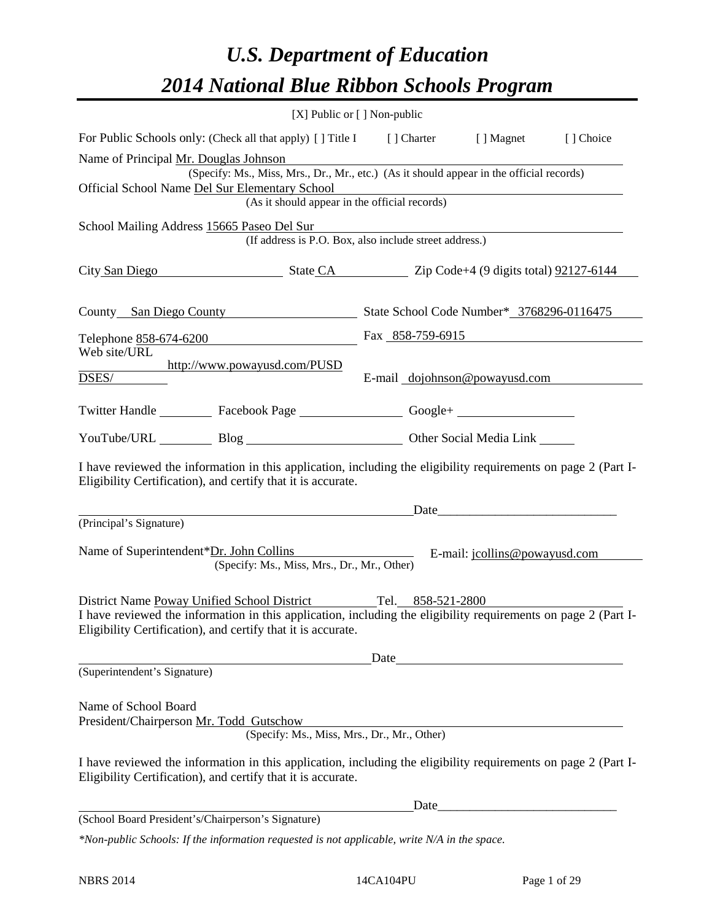# *U.S. Department of Education*

# *2014 National Blue Ribbon Schools Program*

[X] Public or [ ] Non-public

For Public Schools only: (Check all that apply) [ ] Title I [ ] Charter [ ] Magnet [ ] Choice

Name of Principal Mr. Douglas Johnson
(Specify: Ms., Miss, Mrs., Dr., Mr., etc.) (As it should appear in the official records)

Official School Name Del Sur Elementary School
(As it should appear in the official records)

School Mailing Address 15665 Paseo Del Sur
(If address is P.O. Box, also include street address.)

City San Diego State CA Zip Code+4 (9 digits total) 92127-6144

County San Diego County State School Code Number* 3768296-0116475

Telephone 858-674-6200 Fax 858-759-6915

Web site/URL http://www.powayusd.com/PUSDDSES/ E-mail dojohnson@powayusd.com

Twitter Handle ________ Facebook Page ________ Google+ ________

YouTube/URL ________ Blog ________ Other Social Media Link ________

I have reviewed the information in this application, including the eligibility requirements on page 2 (Part I-Eligibility Certification), and certify that it is accurate.

_______________________________ Date_______________________
(Principal's Signature)

Name of Superintendent*Dr. John Collins E-mail: jcollins@powayusd.com
(Specify: Ms., Miss, Mrs., Dr., Mr., Other)

District Name Poway Unified School District Tel. 858-521-2800

I have reviewed the information in this application, including the eligibility requirements on page 2 (Part I-Eligibility Certification), and certify that it is accurate.

_______________________________ Date_______________________
(Superintendent's Signature)

Name of School Board
President/Chairperson Mr. Todd Gutschow
(Specify: Ms., Miss, Mrs., Dr., Mr., Other)

I have reviewed the information in this application, including the eligibility requirements on page 2 (Part I-Eligibility Certification), and certify that it is accurate.

_______________________________ Date_______________________
(School Board President's/Chairperson's Signature)

*\*Non-public Schools: If the information requested is not applicable, write N/A in the space.*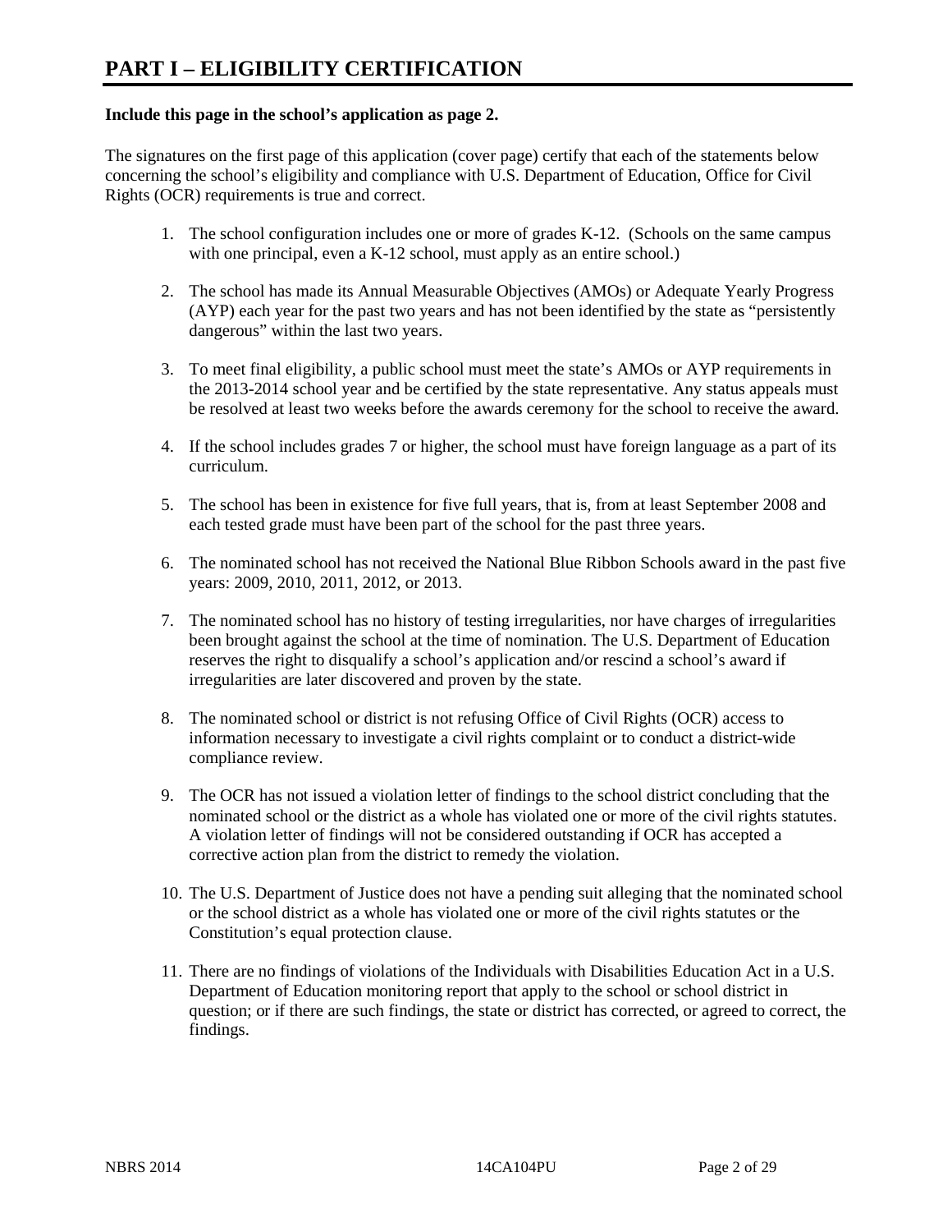# PART I – ELIGIBILITY CERTIFICATION

**Include this page in the school's application as page 2.**

The signatures on the first page of this application (cover page) certify that each of the statements below concerning the school's eligibility and compliance with U.S. Department of Education, Office for Civil Rights (OCR) requirements is true and correct.

1. The school configuration includes one or more of grades K-12. (Schools on the same campus with one principal, even a K-12 school, must apply as an entire school.)

2. The school has made its Annual Measurable Objectives (AMOs) or Adequate Yearly Progress (AYP) each year for the past two years and has not been identified by the state as "persistently dangerous" within the last two years.

3. To meet final eligibility, a public school must meet the state's AMOs or AYP requirements in the 2013-2014 school year and be certified by the state representative. Any status appeals must be resolved at least two weeks before the awards ceremony for the school to receive the award.

4. If the school includes grades 7 or higher, the school must have foreign language as a part of its curriculum.

5. The school has been in existence for five full years, that is, from at least September 2008 and each tested grade must have been part of the school for the past three years.

6. The nominated school has not received the National Blue Ribbon Schools award in the past five years: 2009, 2010, 2011, 2012, or 2013.

7. The nominated school has no history of testing irregularities, nor have charges of irregularities been brought against the school at the time of nomination. The U.S. Department of Education reserves the right to disqualify a school's application and/or rescind a school's award if irregularities are later discovered and proven by the state.

8. The nominated school or district is not refusing Office of Civil Rights (OCR) access to information necessary to investigate a civil rights complaint or to conduct a district-wide compliance review.

9. The OCR has not issued a violation letter of findings to the school district concluding that the nominated school or the district as a whole has violated one or more of the civil rights statutes. A violation letter of findings will not be considered outstanding if OCR has accepted a corrective action plan from the district to remedy the violation.

10. The U.S. Department of Justice does not have a pending suit alleging that the nominated school or the school district as a whole has violated one or more of the civil rights statutes or the Constitution's equal protection clause.

11. There are no findings of violations of the Individuals with Disabilities Education Act in a U.S. Department of Education monitoring report that apply to the school or school district in question; or if there are such findings, the state or district has corrected, or agreed to correct, the findings.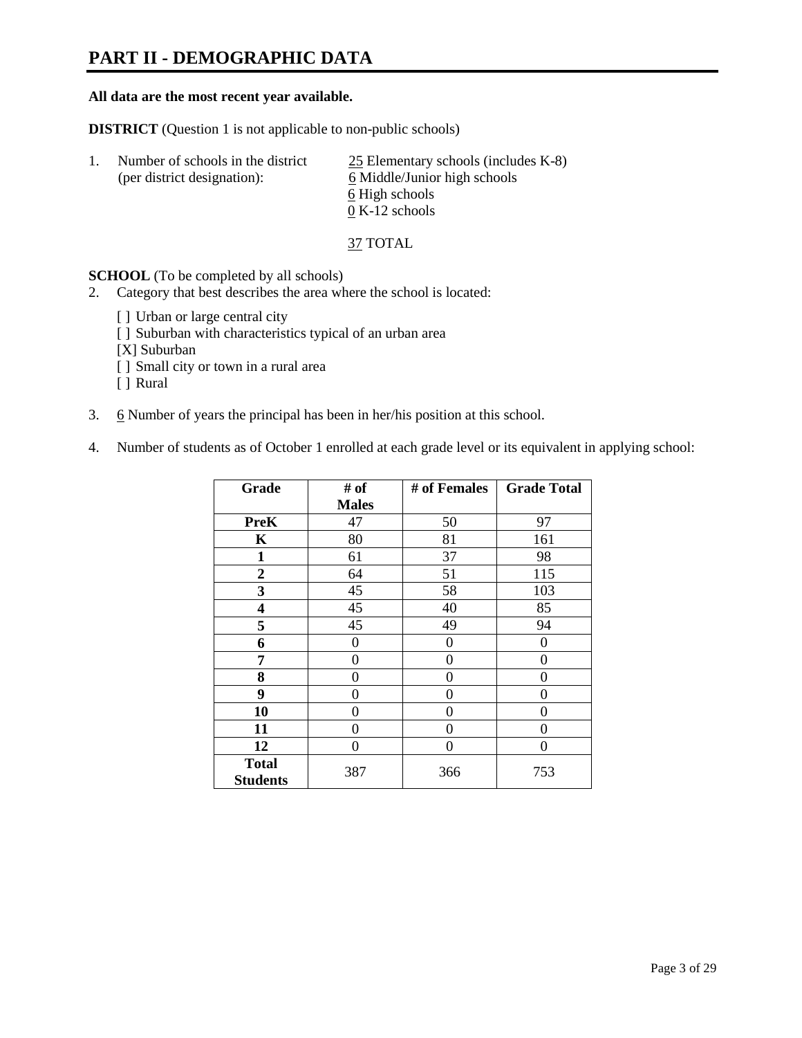# PART II - DEMOGRAPHIC DATA

**All data are the most recent year available.**

**DISTRICT** (Question 1 is not applicable to non-public schools)

1. Number of schools in the district (per district designation):
   25 Elementary schools (includes K-8)
   6 Middle/Junior high schools
   6 High schools
   0 K-12 schools

   37 TOTAL

**SCHOOL** (To be completed by all schools)

2. Category that best describes the area where the school is located:

   [ ] Urban or large central city
   [ ] Suburban with characteristics typical of an urban area
   [X] Suburban
   [ ] Small city or town in a rural area
   [ ] Rural

3. 6 Number of years the principal has been in her/his position at this school.

4. Number of students as of October 1 enrolled at each grade level or its equivalent in applying school:

| Grade | # of Males | # of Females | Grade Total |
|---|---|---|---|
| **PreK** | 47 | 50 | 97 |
| **K** | 80 | 81 | 161 |
| **1** | 61 | 37 | 98 |
| **2** | 64 | 51 | 115 |
| **3** | 45 | 58 | 103 |
| **4** | 45 | 40 | 85 |
| **5** | 45 | 49 | 94 |
| **6** | 0 | 0 | 0 |
| **7** | 0 | 0 | 0 |
| **8** | 0 | 0 | 0 |
| **9** | 0 | 0 | 0 |
| **10** | 0 | 0 | 0 |
| **11** | 0 | 0 | 0 |
| **12** | 0 | 0 | 0 |
| **Total Students** | 387 | 366 | 753 |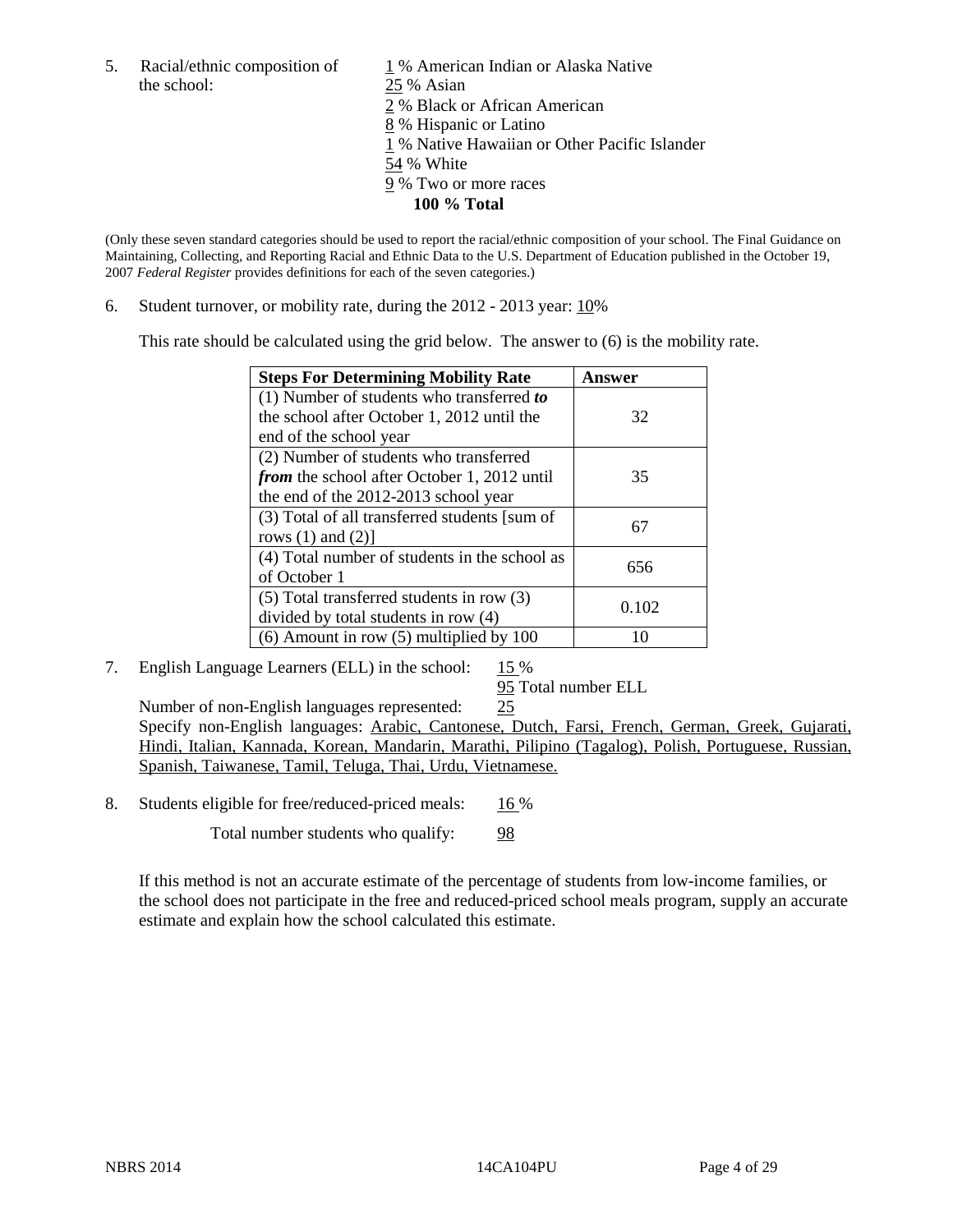5. Racial/ethnic composition of the school:

1 % American Indian or Alaska Native
25 % Asian
2 % Black or African American
8 % Hispanic or Latino
1 % Native Hawaiian or Other Pacific Islander
54 % White
9 % Two or more races
**100 % Total**

(Only these seven standard categories should be used to report the racial/ethnic composition of your school. The Final Guidance on Maintaining, Collecting, and Reporting Racial and Ethnic Data to the U.S. Department of Education published in the October 19, 2007 *Federal Register* provides definitions for each of the seven categories.)

6. Student turnover, or mobility rate, during the 2012 - 2013 year: 10%

This rate should be calculated using the grid below. The answer to (6) is the mobility rate.

| Steps For Determining Mobility Rate | Answer |
|---|---|
| (1) Number of students who transferred ***to*** the school after October 1, 2012 until the end of the school year | 32 |
| (2) Number of students who transferred ***from*** the school after October 1, 2012 until the end of the 2012-2013 school year | 35 |
| (3) Total of all transferred students [sum of rows (1) and (2)] | 67 |
| (4) Total number of students in the school as of October 1 | 656 |
| (5) Total transferred students in row (3) divided by total students in row (4) | 0.102 |
| (6) Amount in row (5) multiplied by 100 | 10 |

7. English Language Learners (ELL) in the school: 15 %

95 Total number ELL

Number of non-English languages represented: 25

Specify non-English languages: Arabic, Cantonese, Dutch, Farsi, French, German, Greek, Gujarati, Hindi, Italian, Kannada, Korean, Mandarin, Marathi, Pilipino (Tagalog), Polish, Portuguese, Russian, Spanish, Taiwanese, Tamil, Teluga, Thai, Urdu, Vietnamese.

8. Students eligible for free/reduced-priced meals: 16 %

Total number students who qualify: 98

If this method is not an accurate estimate of the percentage of students from low-income families, or the school does not participate in the free and reduced-priced school meals program, supply an accurate estimate and explain how the school calculated this estimate.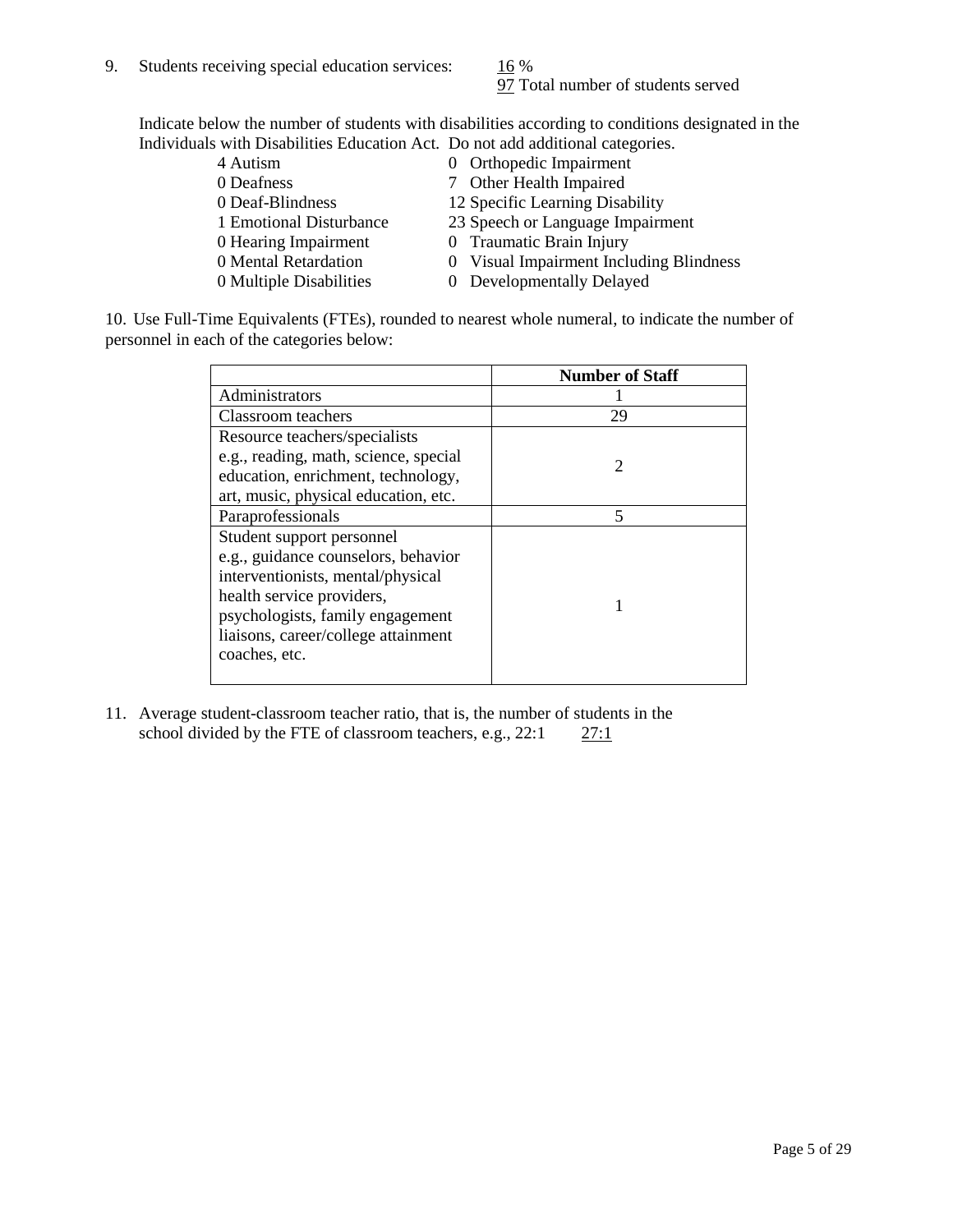9. Students receiving special education services: 16 %
   97 Total number of students served

   Indicate below the number of students with disabilities according to conditions designated in the Individuals with Disabilities Education Act. Do not add additional categories.

   | | |
   |---|---|
   | 4 Autism | 0 Orthopedic Impairment |
   | 0 Deafness | 7 Other Health Impaired |
   | 0 Deaf-Blindness | 12 Specific Learning Disability |
   | 1 Emotional Disturbance | 23 Speech or Language Impairment |
   | 0 Hearing Impairment | 0 Traumatic Brain Injury |
   | 0 Mental Retardation | 0 Visual Impairment Including Blindness |
   | 0 Multiple Disabilities | 0 Developmentally Delayed |

10. Use Full-Time Equivalents (FTEs), rounded to nearest whole numeral, to indicate the number of personnel in each of the categories below:

| | Number of Staff |
|---|---|
| Administrators | 1 |
| Classroom teachers | 29 |
| Resource teachers/specialists e.g., reading, math, science, special education, enrichment, technology, art, music, physical education, etc. | 2 |
| Paraprofessionals | 5 |
| Student support personnel e.g., guidance counselors, behavior interventionists, mental/physical health service providers, psychologists, family engagement liaisons, career/college attainment coaches, etc. | 1 |

11. Average student-classroom teacher ratio, that is, the number of students in the school divided by the FTE of classroom teachers, e.g., 22:1 27:1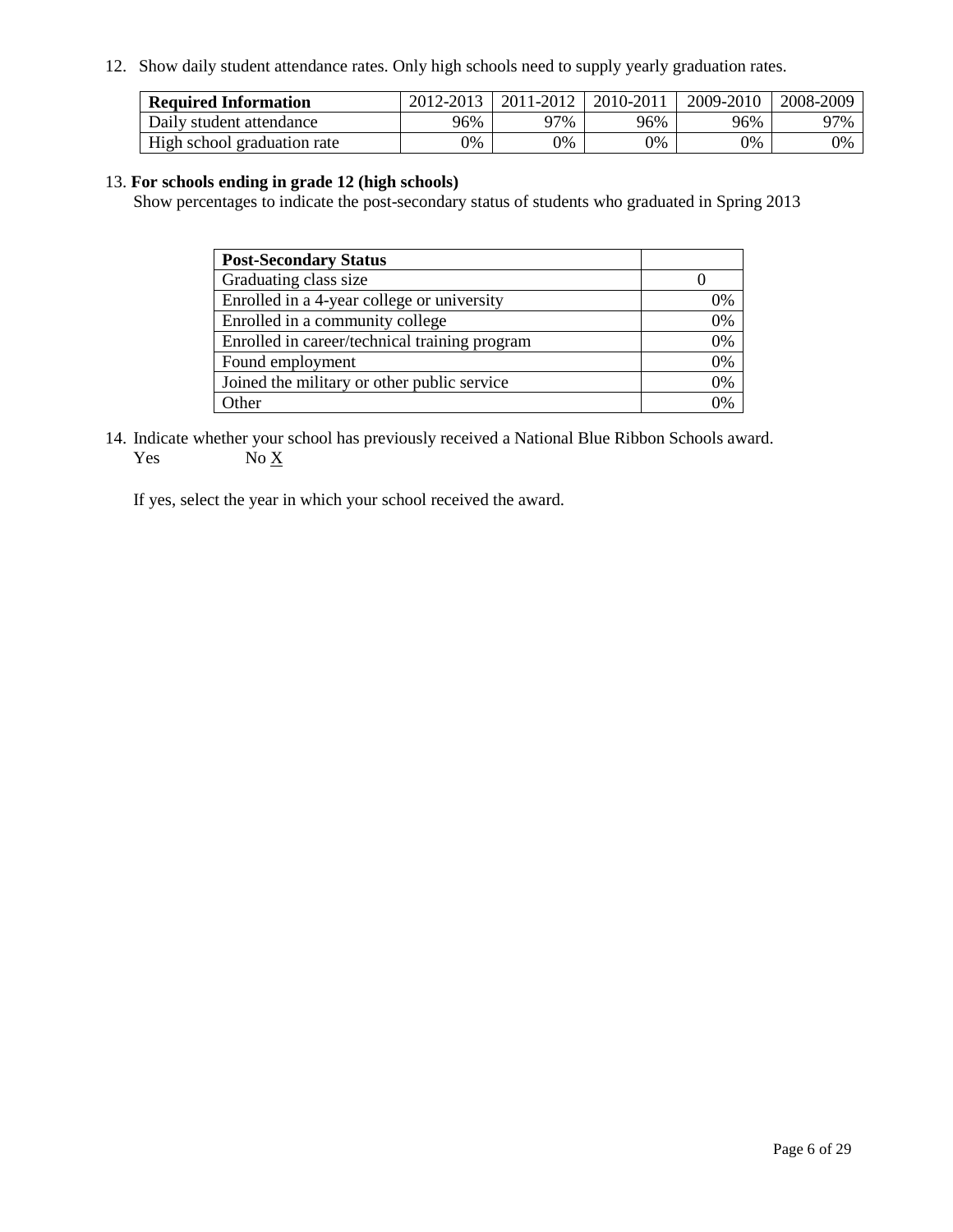12. Show daily student attendance rates. Only high schools need to supply yearly graduation rates.

| **Required Information** | 2012-2013 | 2011-2012 | 2010-2011 | 2009-2010 | 2008-2009 |
|---|---|---|---|---|---|
| Daily student attendance | 96% | 97% | 96% | 96% | 97% |
| High school graduation rate | 0% | 0% | 0% | 0% | 0% |

13. **For schools ending in grade 12 (high schools)**

Show percentages to indicate the post-secondary status of students who graduated in Spring 2013

| **Post-Secondary Status** | |
|---|---|
| Graduating class size | 0 |
| Enrolled in a 4-year college or university | 0% |
| Enrolled in a community college | 0% |
| Enrolled in career/technical training program | 0% |
| Found employment | 0% |
| Joined the military or other public service | 0% |
| Other | 0% |

14. Indicate whether your school has previously received a National Blue Ribbon Schools award.

Yes No X

If yes, select the year in which your school received the award.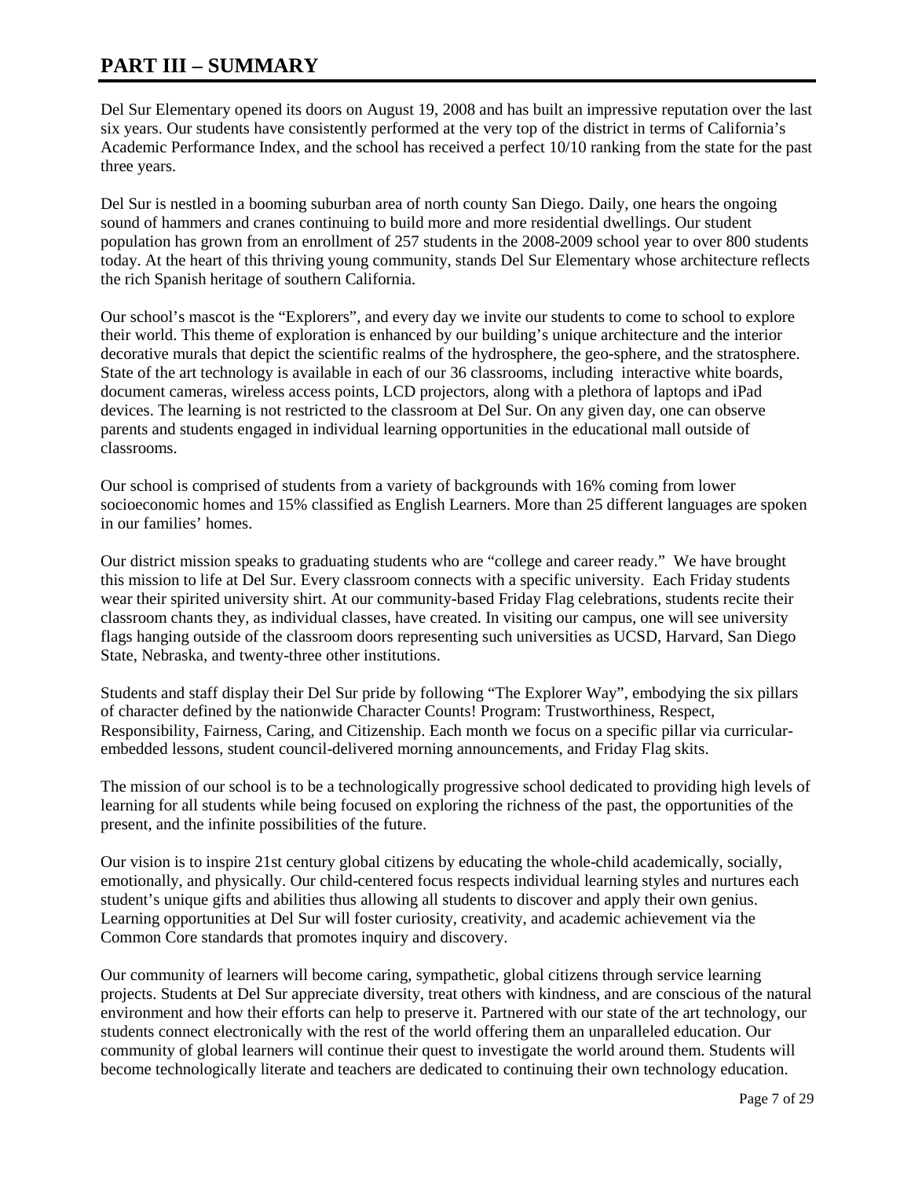# PART III – SUMMARY

Del Sur Elementary opened its doors on August 19, 2008 and has built an impressive reputation over the last six years. Our students have consistently performed at the very top of the district in terms of California's Academic Performance Index, and the school has received a perfect 10/10 ranking from the state for the past three years.

Del Sur is nestled in a booming suburban area of north county San Diego. Daily, one hears the ongoing sound of hammers and cranes continuing to build more and more residential dwellings. Our student population has grown from an enrollment of 257 students in the 2008-2009 school year to over 800 students today. At the heart of this thriving young community, stands Del Sur Elementary whose architecture reflects the rich Spanish heritage of southern California.

Our school's mascot is the "Explorers", and every day we invite our students to come to school to explore their world. This theme of exploration is enhanced by our building's unique architecture and the interior decorative murals that depict the scientific realms of the hydrosphere, the geo-sphere, and the stratosphere. State of the art technology is available in each of our 36 classrooms, including interactive white boards, document cameras, wireless access points, LCD projectors, along with a plethora of laptops and iPad devices. The learning is not restricted to the classroom at Del Sur. On any given day, one can observe parents and students engaged in individual learning opportunities in the educational mall outside of classrooms.

Our school is comprised of students from a variety of backgrounds with 16% coming from lower socioeconomic homes and 15% classified as English Learners. More than 25 different languages are spoken in our families' homes.

Our district mission speaks to graduating students who are "college and career ready." We have brought this mission to life at Del Sur. Every classroom connects with a specific university. Each Friday students wear their spirited university shirt. At our community-based Friday Flag celebrations, students recite their classroom chants they, as individual classes, have created. In visiting our campus, one will see university flags hanging outside of the classroom doors representing such universities as UCSD, Harvard, San Diego State, Nebraska, and twenty-three other institutions.

Students and staff display their Del Sur pride by following "The Explorer Way", embodying the six pillars of character defined by the nationwide Character Counts! Program: Trustworthiness, Respect, Responsibility, Fairness, Caring, and Citizenship. Each month we focus on a specific pillar via curricular-embedded lessons, student council-delivered morning announcements, and Friday Flag skits.

The mission of our school is to be a technologically progressive school dedicated to providing high levels of learning for all students while being focused on exploring the richness of the past, the opportunities of the present, and the infinite possibilities of the future.

Our vision is to inspire 21st century global citizens by educating the whole-child academically, socially, emotionally, and physically. Our child-centered focus respects individual learning styles and nurtures each student's unique gifts and abilities thus allowing all students to discover and apply their own genius. Learning opportunities at Del Sur will foster curiosity, creativity, and academic achievement via the Common Core standards that promotes inquiry and discovery.

Our community of learners will become caring, sympathetic, global citizens through service learning projects. Students at Del Sur appreciate diversity, treat others with kindness, and are conscious of the natural environment and how their efforts can help to preserve it. Partnered with our state of the art technology, our students connect electronically with the rest of the world offering them an unparalleled education. Our community of global learners will continue their quest to investigate the world around them. Students will become technologically literate and teachers are dedicated to continuing their own technology education.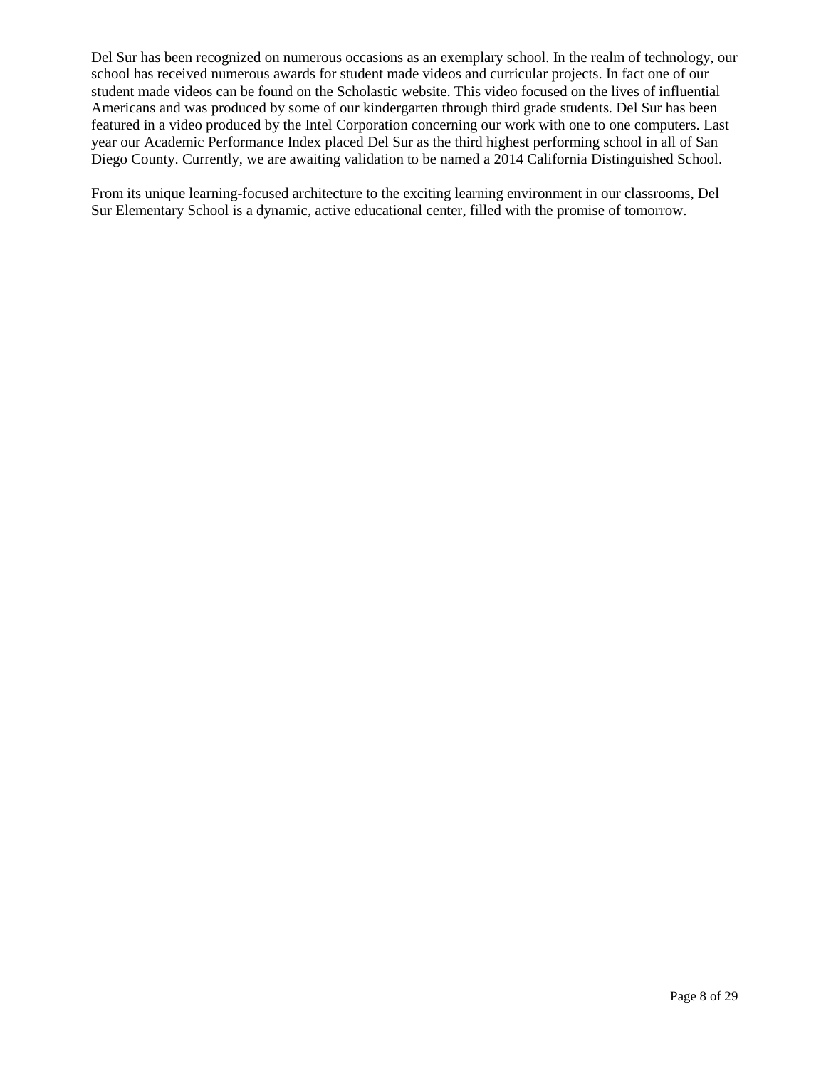Del Sur has been recognized on numerous occasions as an exemplary school. In the realm of technology, our school has received numerous awards for student made videos and curricular projects. In fact one of our student made videos can be found on the Scholastic website. This video focused on the lives of influential Americans and was produced by some of our kindergarten through third grade students. Del Sur has been featured in a video produced by the Intel Corporation concerning our work with one to one computers. Last year our Academic Performance Index placed Del Sur as the third highest performing school in all of San Diego County. Currently, we are awaiting validation to be named a 2014 California Distinguished School.

From its unique learning-focused architecture to the exciting learning environment in our classrooms, Del Sur Elementary School is a dynamic, active educational center, filled with the promise of tomorrow.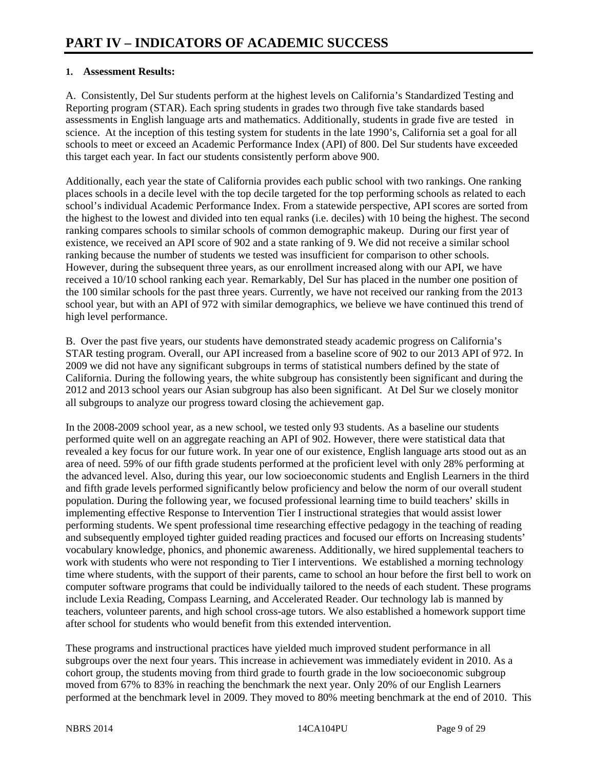# PART IV – INDICATORS OF ACADEMIC SUCCESS

**1. Assessment Results:**

A. Consistently, Del Sur students perform at the highest levels on California's Standardized Testing and Reporting program (STAR). Each spring students in grades two through five take standards based assessments in English language arts and mathematics. Additionally, students in grade five are tested in science. At the inception of this testing system for students in the late 1990's, California set a goal for all schools to meet or exceed an Academic Performance Index (API) of 800. Del Sur students have exceeded this target each year. In fact our students consistently perform above 900.

Additionally, each year the state of California provides each public school with two rankings. One ranking places schools in a decile level with the top decile targeted for the top performing schools as related to each school's individual Academic Performance Index. From a statewide perspective, API scores are sorted from the highest to the lowest and divided into ten equal ranks (i.e. deciles) with 10 being the highest. The second ranking compares schools to similar schools of common demographic makeup. During our first year of existence, we received an API score of 902 and a state ranking of 9. We did not receive a similar school ranking because the number of students we tested was insufficient for comparison to other schools. However, during the subsequent three years, as our enrollment increased along with our API, we have received a 10/10 school ranking each year. Remarkably, Del Sur has placed in the number one position of the 100 similar schools for the past three years. Currently, we have not received our ranking from the 2013 school year, but with an API of 972 with similar demographics, we believe we have continued this trend of high level performance.

B. Over the past five years, our students have demonstrated steady academic progress on California's STAR testing program. Overall, our API increased from a baseline score of 902 to our 2013 API of 972. In 2009 we did not have any significant subgroups in terms of statistical numbers defined by the state of California. During the following years, the white subgroup has consistently been significant and during the 2012 and 2013 school years our Asian subgroup has also been significant. At Del Sur we closely monitor all subgroups to analyze our progress toward closing the achievement gap.

In the 2008-2009 school year, as a new school, we tested only 93 students. As a baseline our students performed quite well on an aggregate reaching an API of 902. However, there were statistical data that revealed a key focus for our future work. In year one of our existence, English language arts stood out as an area of need. 59% of our fifth grade students performed at the proficient level with only 28% performing at the advanced level. Also, during this year, our low socioeconomic students and English Learners in the third and fifth grade levels performed significantly below proficiency and below the norm of our overall student population. During the following year, we focused professional learning time to build teachers' skills in implementing effective Response to Intervention Tier I instructional strategies that would assist lower performing students. We spent professional time researching effective pedagogy in the teaching of reading and subsequently employed tighter guided reading practices and focused our efforts on Increasing students' vocabulary knowledge, phonics, and phonemic awareness. Additionally, we hired supplemental teachers to work with students who were not responding to Tier I interventions. We established a morning technology time where students, with the support of their parents, came to school an hour before the first bell to work on computer software programs that could be individually tailored to the needs of each student. These programs include Lexia Reading, Compass Learning, and Accelerated Reader. Our technology lab is manned by teachers, volunteer parents, and high school cross-age tutors. We also established a homework support time after school for students who would benefit from this extended intervention.

These programs and instructional practices have yielded much improved student performance in all subgroups over the next four years. This increase in achievement was immediately evident in 2010. As a cohort group, the students moving from third grade to fourth grade in the low socioeconomic subgroup moved from 67% to 83% in reaching the benchmark the next year. Only 20% of our English Learners performed at the benchmark level in 2009. They moved to 80% meeting benchmark at the end of 2010. This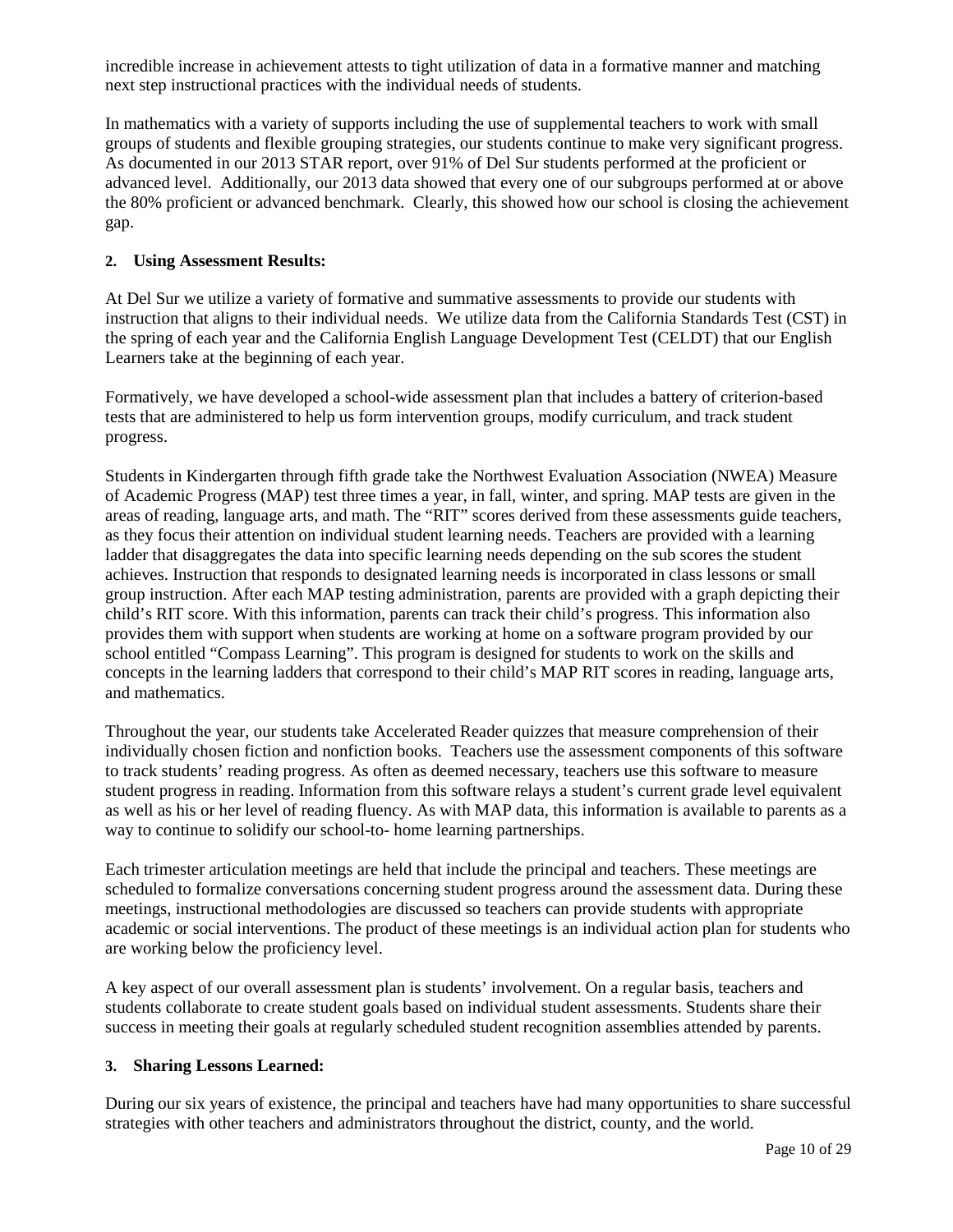incredible increase in achievement attests to tight utilization of data in a formative manner and matching next step instructional practices with the individual needs of students.

In mathematics with a variety of supports including the use of supplemental teachers to work with small groups of students and flexible grouping strategies, our students continue to make very significant progress. As documented in our 2013 STAR report, over 91% of Del Sur students performed at the proficient or advanced level. Additionally, our 2013 data showed that every one of our subgroups performed at or above the 80% proficient or advanced benchmark. Clearly, this showed how our school is closing the achievement gap.

**2. Using Assessment Results:**

At Del Sur we utilize a variety of formative and summative assessments to provide our students with instruction that aligns to their individual needs. We utilize data from the California Standards Test (CST) in the spring of each year and the California English Language Development Test (CELDT) that our English Learners take at the beginning of each year.

Formatively, we have developed a school-wide assessment plan that includes a battery of criterion-based tests that are administered to help us form intervention groups, modify curriculum, and track student progress.

Students in Kindergarten through fifth grade take the Northwest Evaluation Association (NWEA) Measure of Academic Progress (MAP) test three times a year, in fall, winter, and spring. MAP tests are given in the areas of reading, language arts, and math. The "RIT" scores derived from these assessments guide teachers, as they focus their attention on individual student learning needs. Teachers are provided with a learning ladder that disaggregates the data into specific learning needs depending on the sub scores the student achieves. Instruction that responds to designated learning needs is incorporated in class lessons or small group instruction. After each MAP testing administration, parents are provided with a graph depicting their child's RIT score. With this information, parents can track their child's progress. This information also provides them with support when students are working at home on a software program provided by our school entitled "Compass Learning". This program is designed for students to work on the skills and concepts in the learning ladders that correspond to their child's MAP RIT scores in reading, language arts, and mathematics.

Throughout the year, our students take Accelerated Reader quizzes that measure comprehension of their individually chosen fiction and nonfiction books. Teachers use the assessment components of this software to track students' reading progress. As often as deemed necessary, teachers use this software to measure student progress in reading. Information from this software relays a student's current grade level equivalent as well as his or her level of reading fluency. As with MAP data, this information is available to parents as a way to continue to solidify our school-to- home learning partnerships.

Each trimester articulation meetings are held that include the principal and teachers. These meetings are scheduled to formalize conversations concerning student progress around the assessment data. During these meetings, instructional methodologies are discussed so teachers can provide students with appropriate academic or social interventions. The product of these meetings is an individual action plan for students who are working below the proficiency level.

A key aspect of our overall assessment plan is students' involvement. On a regular basis, teachers and students collaborate to create student goals based on individual student assessments. Students share their success in meeting their goals at regularly scheduled student recognition assemblies attended by parents.

**3. Sharing Lessons Learned:**

During our six years of existence, the principal and teachers have had many opportunities to share successful strategies with other teachers and administrators throughout the district, county, and the world.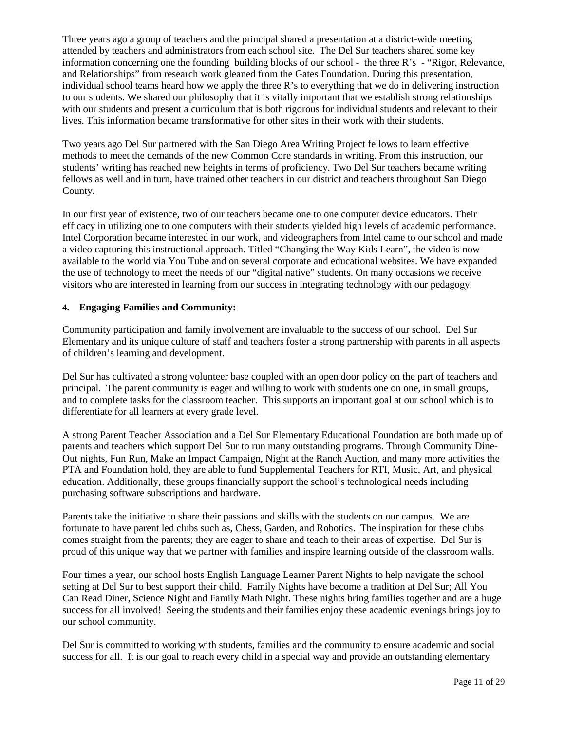Three years ago a group of teachers and the principal shared a presentation at a district-wide meeting attended by teachers and administrators from each school site. The Del Sur teachers shared some key information concerning one the founding building blocks of our school - the three R's - "Rigor, Relevance, and Relationships" from research work gleaned from the Gates Foundation. During this presentation, individual school teams heard how we apply the three R's to everything that we do in delivering instruction to our students. We shared our philosophy that it is vitally important that we establish strong relationships with our students and present a curriculum that is both rigorous for individual students and relevant to their lives. This information became transformative for other sites in their work with their students.

Two years ago Del Sur partnered with the San Diego Area Writing Project fellows to learn effective methods to meet the demands of the new Common Core standards in writing. From this instruction, our students' writing has reached new heights in terms of proficiency. Two Del Sur teachers became writing fellows as well and in turn, have trained other teachers in our district and teachers throughout San Diego County.

In our first year of existence, two of our teachers became one to one computer device educators. Their efficacy in utilizing one to one computers with their students yielded high levels of academic performance. Intel Corporation became interested in our work, and videographers from Intel came to our school and made a video capturing this instructional approach. Titled "Changing the Way Kids Learn", the video is now available to the world via You Tube and on several corporate and educational websites. We have expanded the use of technology to meet the needs of our "digital native" students. On many occasions we receive visitors who are interested in learning from our success in integrating technology with our pedagogy.

**4. Engaging Families and Community:**

Community participation and family involvement are invaluable to the success of our school. Del Sur Elementary and its unique culture of staff and teachers foster a strong partnership with parents in all aspects of children's learning and development.

Del Sur has cultivated a strong volunteer base coupled with an open door policy on the part of teachers and principal. The parent community is eager and willing to work with students one on one, in small groups, and to complete tasks for the classroom teacher. This supports an important goal at our school which is to differentiate for all learners at every grade level.

A strong Parent Teacher Association and a Del Sur Elementary Educational Foundation are both made up of parents and teachers which support Del Sur to run many outstanding programs. Through Community Dine-Out nights, Fun Run, Make an Impact Campaign, Night at the Ranch Auction, and many more activities the PTA and Foundation hold, they are able to fund Supplemental Teachers for RTI, Music, Art, and physical education. Additionally, these groups financially support the school's technological needs including purchasing software subscriptions and hardware.

Parents take the initiative to share their passions and skills with the students on our campus. We are fortunate to have parent led clubs such as, Chess, Garden, and Robotics. The inspiration for these clubs comes straight from the parents; they are eager to share and teach to their areas of expertise. Del Sur is proud of this unique way that we partner with families and inspire learning outside of the classroom walls.

Four times a year, our school hosts English Language Learner Parent Nights to help navigate the school setting at Del Sur to best support their child. Family Nights have become a tradition at Del Sur; All You Can Read Diner, Science Night and Family Math Night. These nights bring families together and are a huge success for all involved! Seeing the students and their families enjoy these academic evenings brings joy to our school community.

Del Sur is committed to working with students, families and the community to ensure academic and social success for all. It is our goal to reach every child in a special way and provide an outstanding elementary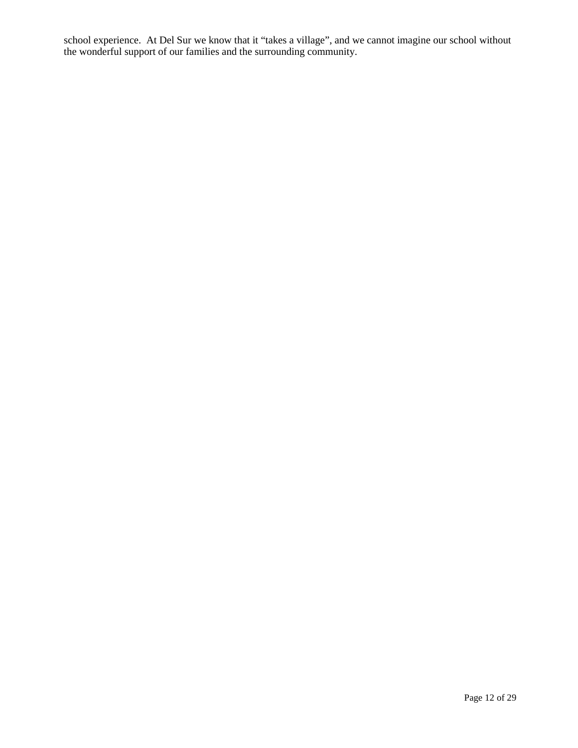school experience. At Del Sur we know that it “takes a village”, and we cannot imagine our school without the wonderful support of our families and the surrounding community.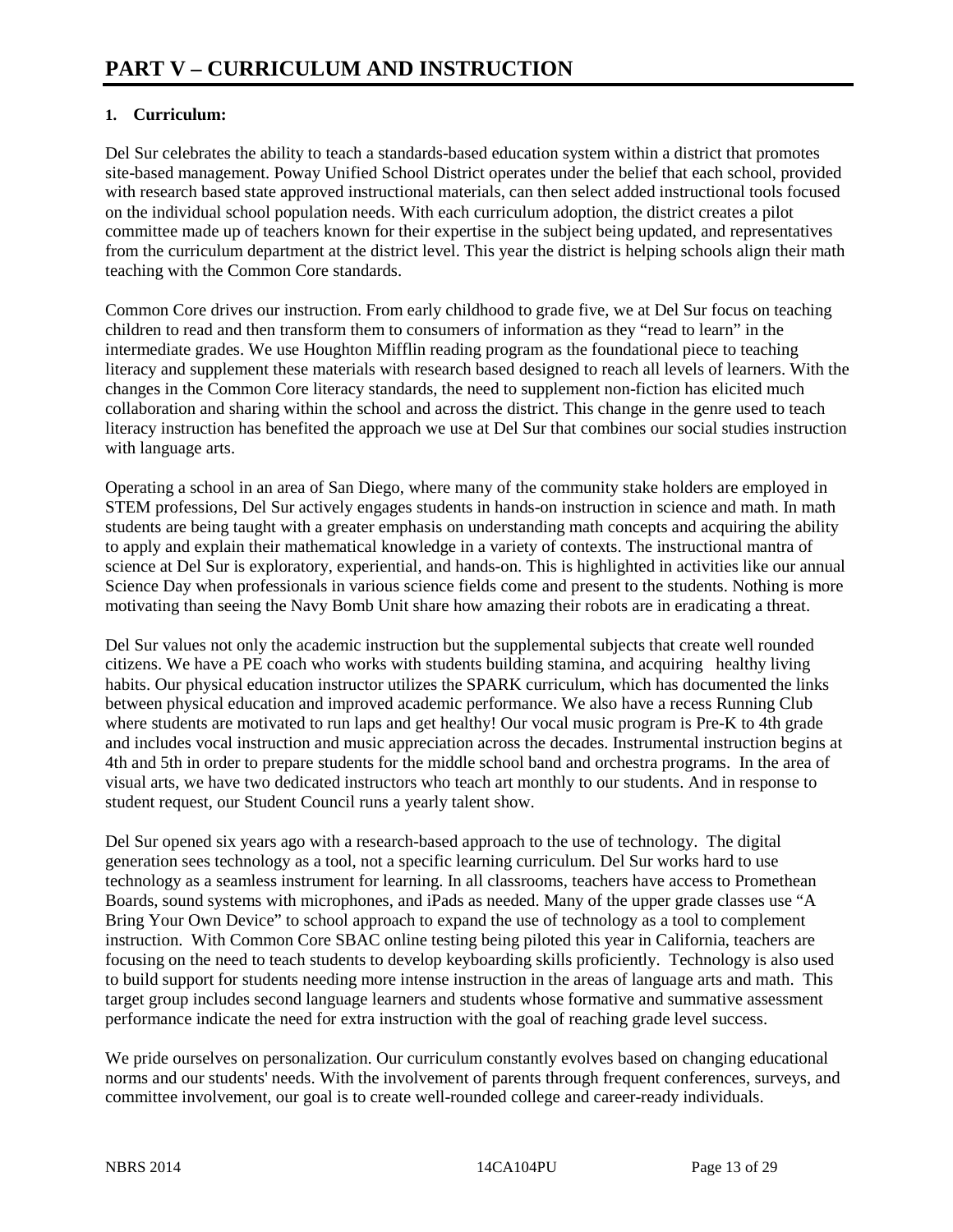# PART V – CURRICULUM AND INSTRUCTION

## 1. Curriculum:

Del Sur celebrates the ability to teach a standards-based education system within a district that promotes site-based management. Poway Unified School District operates under the belief that each school, provided with research based state approved instructional materials, can then select added instructional tools focused on the individual school population needs. With each curriculum adoption, the district creates a pilot committee made up of teachers known for their expertise in the subject being updated, and representatives from the curriculum department at the district level. This year the district is helping schools align their math teaching with the Common Core standards.

Common Core drives our instruction. From early childhood to grade five, we at Del Sur focus on teaching children to read and then transform them to consumers of information as they "read to learn" in the intermediate grades. We use Houghton Mifflin reading program as the foundational piece to teaching literacy and supplement these materials with research based designed to reach all levels of learners. With the changes in the Common Core literacy standards, the need to supplement non-fiction has elicited much collaboration and sharing within the school and across the district. This change in the genre used to teach literacy instruction has benefited the approach we use at Del Sur that combines our social studies instruction with language arts.

Operating a school in an area of San Diego, where many of the community stake holders are employed in STEM professions, Del Sur actively engages students in hands-on instruction in science and math. In math students are being taught with a greater emphasis on understanding math concepts and acquiring the ability to apply and explain their mathematical knowledge in a variety of contexts. The instructional mantra of science at Del Sur is exploratory, experiential, and hands-on. This is highlighted in activities like our annual Science Day when professionals in various science fields come and present to the students. Nothing is more motivating than seeing the Navy Bomb Unit share how amazing their robots are in eradicating a threat.

Del Sur values not only the academic instruction but the supplemental subjects that create well rounded citizens. We have a PE coach who works with students building stamina, and acquiring healthy living habits. Our physical education instructor utilizes the SPARK curriculum, which has documented the links between physical education and improved academic performance. We also have a recess Running Club where students are motivated to run laps and get healthy! Our vocal music program is Pre-K to 4th grade and includes vocal instruction and music appreciation across the decades. Instrumental instruction begins at 4th and 5th in order to prepare students for the middle school band and orchestra programs. In the area of visual arts, we have two dedicated instructors who teach art monthly to our students. And in response to student request, our Student Council runs a yearly talent show.

Del Sur opened six years ago with a research-based approach to the use of technology. The digital generation sees technology as a tool, not a specific learning curriculum. Del Sur works hard to use technology as a seamless instrument for learning. In all classrooms, teachers have access to Promethean Boards, sound systems with microphones, and iPads as needed. Many of the upper grade classes use "A Bring Your Own Device" to school approach to expand the use of technology as a tool to complement instruction. With Common Core SBAC online testing being piloted this year in California, teachers are focusing on the need to teach students to develop keyboarding skills proficiently. Technology is also used to build support for students needing more intense instruction in the areas of language arts and math. This target group includes second language learners and students whose formative and summative assessment performance indicate the need for extra instruction with the goal of reaching grade level success.

We pride ourselves on personalization. Our curriculum constantly evolves based on changing educational norms and our students' needs. With the involvement of parents through frequent conferences, surveys, and committee involvement, our goal is to create well-rounded college and career-ready individuals.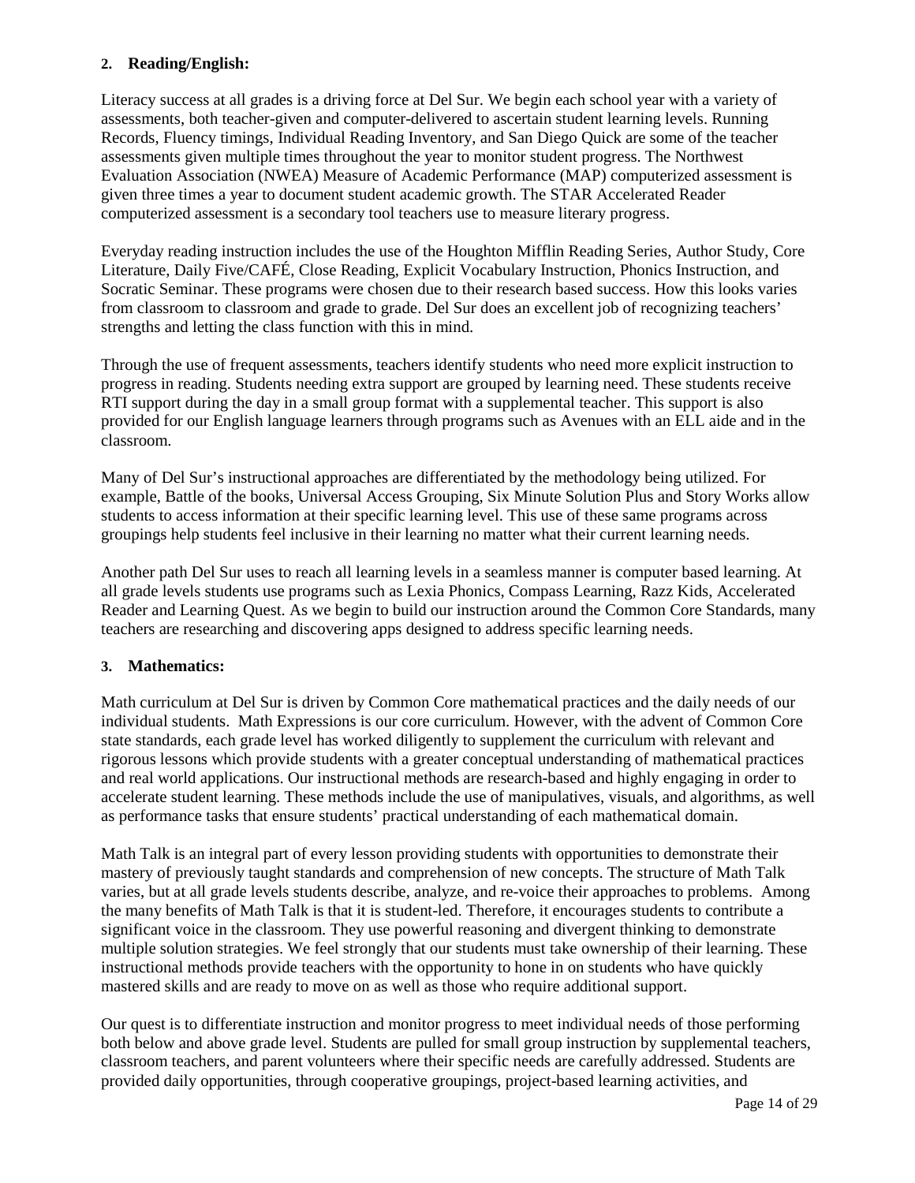**2. Reading/English:**

Literacy success at all grades is a driving force at Del Sur. We begin each school year with a variety of assessments, both teacher-given and computer-delivered to ascertain student learning levels. Running Records, Fluency timings, Individual Reading Inventory, and San Diego Quick are some of the teacher assessments given multiple times throughout the year to monitor student progress. The Northwest Evaluation Association (NWEA) Measure of Academic Performance (MAP) computerized assessment is given three times a year to document student academic growth. The STAR Accelerated Reader computerized assessment is a secondary tool teachers use to measure literary progress.

Everyday reading instruction includes the use of the Houghton Mifflin Reading Series, Author Study, Core Literature, Daily Five/CAFÉ, Close Reading, Explicit Vocabulary Instruction, Phonics Instruction, and Socratic Seminar. These programs were chosen due to their research based success. How this looks varies from classroom to classroom and grade to grade. Del Sur does an excellent job of recognizing teachers' strengths and letting the class function with this in mind.

Through the use of frequent assessments, teachers identify students who need more explicit instruction to progress in reading. Students needing extra support are grouped by learning need. These students receive RTI support during the day in a small group format with a supplemental teacher. This support is also provided for our English language learners through programs such as Avenues with an ELL aide and in the classroom.

Many of Del Sur's instructional approaches are differentiated by the methodology being utilized. For example, Battle of the books, Universal Access Grouping, Six Minute Solution Plus and Story Works allow students to access information at their specific learning level. This use of these same programs across groupings help students feel inclusive in their learning no matter what their current learning needs.

Another path Del Sur uses to reach all learning levels in a seamless manner is computer based learning. At all grade levels students use programs such as Lexia Phonics, Compass Learning, Razz Kids, Accelerated Reader and Learning Quest. As we begin to build our instruction around the Common Core Standards, many teachers are researching and discovering apps designed to address specific learning needs.

**3. Mathematics:**

Math curriculum at Del Sur is driven by Common Core mathematical practices and the daily needs of our individual students. Math Expressions is our core curriculum. However, with the advent of Common Core state standards, each grade level has worked diligently to supplement the curriculum with relevant and rigorous lessons which provide students with a greater conceptual understanding of mathematical practices and real world applications. Our instructional methods are research-based and highly engaging in order to accelerate student learning. These methods include the use of manipulatives, visuals, and algorithms, as well as performance tasks that ensure students' practical understanding of each mathematical domain.

Math Talk is an integral part of every lesson providing students with opportunities to demonstrate their mastery of previously taught standards and comprehension of new concepts. The structure of Math Talk varies, but at all grade levels students describe, analyze, and re-voice their approaches to problems. Among the many benefits of Math Talk is that it is student-led. Therefore, it encourages students to contribute a significant voice in the classroom. They use powerful reasoning and divergent thinking to demonstrate multiple solution strategies. We feel strongly that our students must take ownership of their learning. These instructional methods provide teachers with the opportunity to hone in on students who have quickly mastered skills and are ready to move on as well as those who require additional support.

Our quest is to differentiate instruction and monitor progress to meet individual needs of those performing both below and above grade level. Students are pulled for small group instruction by supplemental teachers, classroom teachers, and parent volunteers where their specific needs are carefully addressed. Students are provided daily opportunities, through cooperative groupings, project-based learning activities, and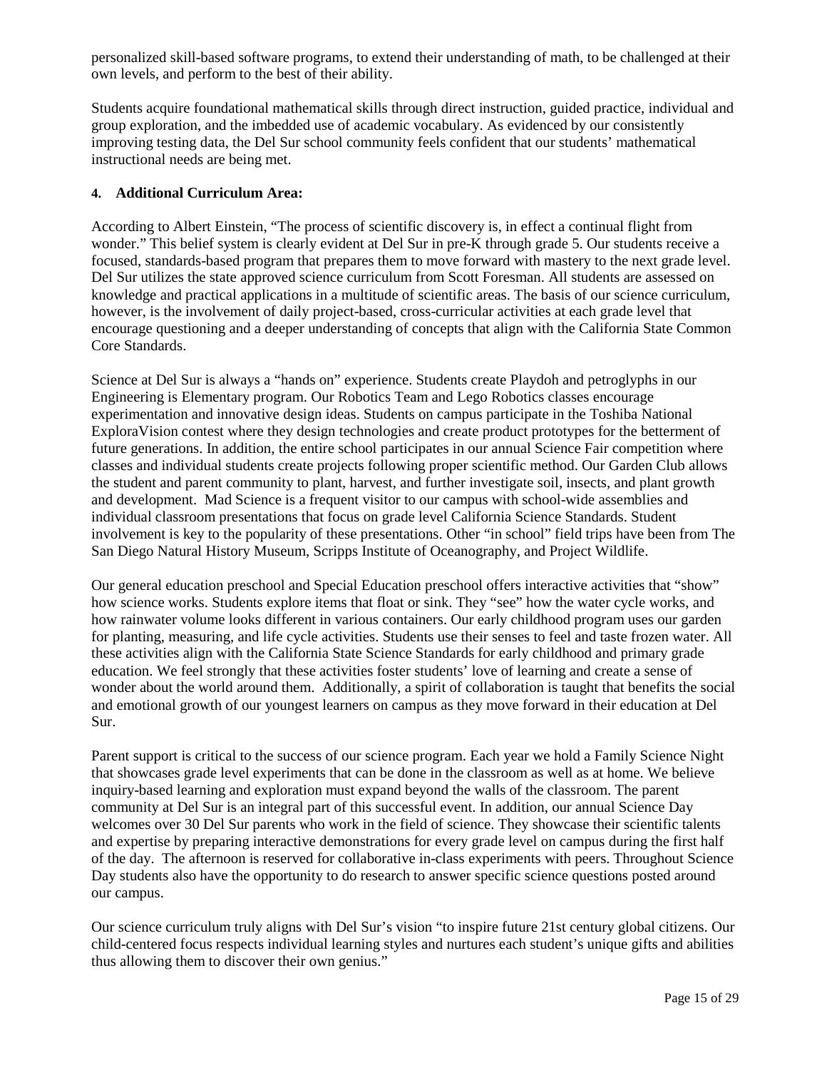personalized skill-based software programs, to extend their understanding of math, to be challenged at their own levels, and perform to the best of their ability.

Students acquire foundational mathematical skills through direct instruction, guided practice, individual and group exploration, and the imbedded use of academic vocabulary. As evidenced by our consistently improving testing data, the Del Sur school community feels confident that our students' mathematical instructional needs are being met.

**4. Additional Curriculum Area:**

According to Albert Einstein, "The process of scientific discovery is, in effect a continual flight from wonder." This belief system is clearly evident at Del Sur in pre-K through grade 5. Our students receive a focused, standards-based program that prepares them to move forward with mastery to the next grade level. Del Sur utilizes the state approved science curriculum from Scott Foresman. All students are assessed on knowledge and practical applications in a multitude of scientific areas. The basis of our science curriculum, however, is the involvement of daily project-based, cross-curricular activities at each grade level that encourage questioning and a deeper understanding of concepts that align with the California State Common Core Standards.

Science at Del Sur is always a "hands on" experience. Students create Playdoh and petroglyphs in our Engineering is Elementary program. Our Robotics Team and Lego Robotics classes encourage experimentation and innovative design ideas. Students on campus participate in the Toshiba National ExploraVision contest where they design technologies and create product prototypes for the betterment of future generations. In addition, the entire school participates in our annual Science Fair competition where classes and individual students create projects following proper scientific method. Our Garden Club allows the student and parent community to plant, harvest, and further investigate soil, insects, and plant growth and development. Mad Science is a frequent visitor to our campus with school-wide assemblies and individual classroom presentations that focus on grade level California Science Standards. Student involvement is key to the popularity of these presentations. Other "in school" field trips have been from The San Diego Natural History Museum, Scripps Institute of Oceanography, and Project Wildlife.

Our general education preschool and Special Education preschool offers interactive activities that "show" how science works. Students explore items that float or sink. They "see" how the water cycle works, and how rainwater volume looks different in various containers. Our early childhood program uses our garden for planting, measuring, and life cycle activities. Students use their senses to feel and taste frozen water. All these activities align with the California State Science Standards for early childhood and primary grade education. We feel strongly that these activities foster students' love of learning and create a sense of wonder about the world around them. Additionally, a spirit of collaboration is taught that benefits the social and emotional growth of our youngest learners on campus as they move forward in their education at Del Sur.

Parent support is critical to the success of our science program. Each year we hold a Family Science Night that showcases grade level experiments that can be done in the classroom as well as at home. We believe inquiry-based learning and exploration must expand beyond the walls of the classroom. The parent community at Del Sur is an integral part of this successful event. In addition, our annual Science Day welcomes over 30 Del Sur parents who work in the field of science. They showcase their scientific talents and expertise by preparing interactive demonstrations for every grade level on campus during the first half of the day. The afternoon is reserved for collaborative in-class experiments with peers. Throughout Science Day students also have the opportunity to do research to answer specific science questions posted around our campus.

Our science curriculum truly aligns with Del Sur's vision "to inspire future 21st century global citizens. Our child-centered focus respects individual learning styles and nurtures each student's unique gifts and abilities thus allowing them to discover their own genius."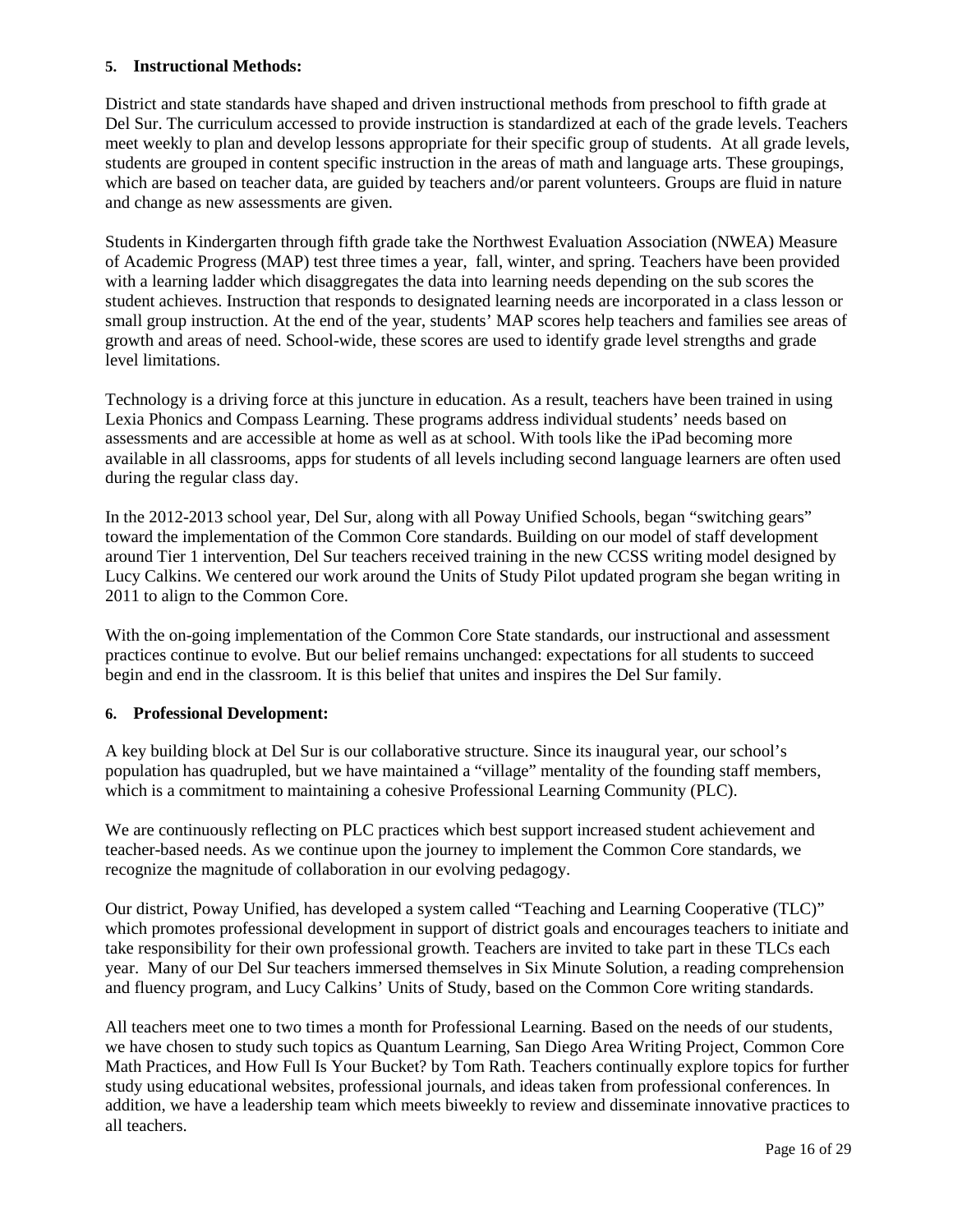**5. Instructional Methods:**

District and state standards have shaped and driven instructional methods from preschool to fifth grade at Del Sur. The curriculum accessed to provide instruction is standardized at each of the grade levels. Teachers meet weekly to plan and develop lessons appropriate for their specific group of students. At all grade levels, students are grouped in content specific instruction in the areas of math and language arts. These groupings, which are based on teacher data, are guided by teachers and/or parent volunteers. Groups are fluid in nature and change as new assessments are given.

Students in Kindergarten through fifth grade take the Northwest Evaluation Association (NWEA) Measure of Academic Progress (MAP) test three times a year, fall, winter, and spring. Teachers have been provided with a learning ladder which disaggregates the data into learning needs depending on the sub scores the student achieves. Instruction that responds to designated learning needs are incorporated in a class lesson or small group instruction. At the end of the year, students' MAP scores help teachers and families see areas of growth and areas of need. School-wide, these scores are used to identify grade level strengths and grade level limitations.

Technology is a driving force at this juncture in education. As a result, teachers have been trained in using Lexia Phonics and Compass Learning. These programs address individual students' needs based on assessments and are accessible at home as well as at school. With tools like the iPad becoming more available in all classrooms, apps for students of all levels including second language learners are often used during the regular class day.

In the 2012-2013 school year, Del Sur, along with all Poway Unified Schools, began "switching gears" toward the implementation of the Common Core standards. Building on our model of staff development around Tier 1 intervention, Del Sur teachers received training in the new CCSS writing model designed by Lucy Calkins. We centered our work around the Units of Study Pilot updated program she began writing in 2011 to align to the Common Core.

With the on-going implementation of the Common Core State standards, our instructional and assessment practices continue to evolve. But our belief remains unchanged: expectations for all students to succeed begin and end in the classroom. It is this belief that unites and inspires the Del Sur family.

**6. Professional Development:**

A key building block at Del Sur is our collaborative structure. Since its inaugural year, our school's population has quadrupled, but we have maintained a "village" mentality of the founding staff members, which is a commitment to maintaining a cohesive Professional Learning Community (PLC).

We are continuously reflecting on PLC practices which best support increased student achievement and teacher-based needs. As we continue upon the journey to implement the Common Core standards, we recognize the magnitude of collaboration in our evolving pedagogy.

Our district, Poway Unified, has developed a system called "Teaching and Learning Cooperative (TLC)" which promotes professional development in support of district goals and encourages teachers to initiate and take responsibility for their own professional growth. Teachers are invited to take part in these TLCs each year. Many of our Del Sur teachers immersed themselves in Six Minute Solution, a reading comprehension and fluency program, and Lucy Calkins' Units of Study, based on the Common Core writing standards.

All teachers meet one to two times a month for Professional Learning. Based on the needs of our students, we have chosen to study such topics as Quantum Learning, San Diego Area Writing Project, Common Core Math Practices, and How Full Is Your Bucket? by Tom Rath. Teachers continually explore topics for further study using educational websites, professional journals, and ideas taken from professional conferences. In addition, we have a leadership team which meets biweekly to review and disseminate innovative practices to all teachers.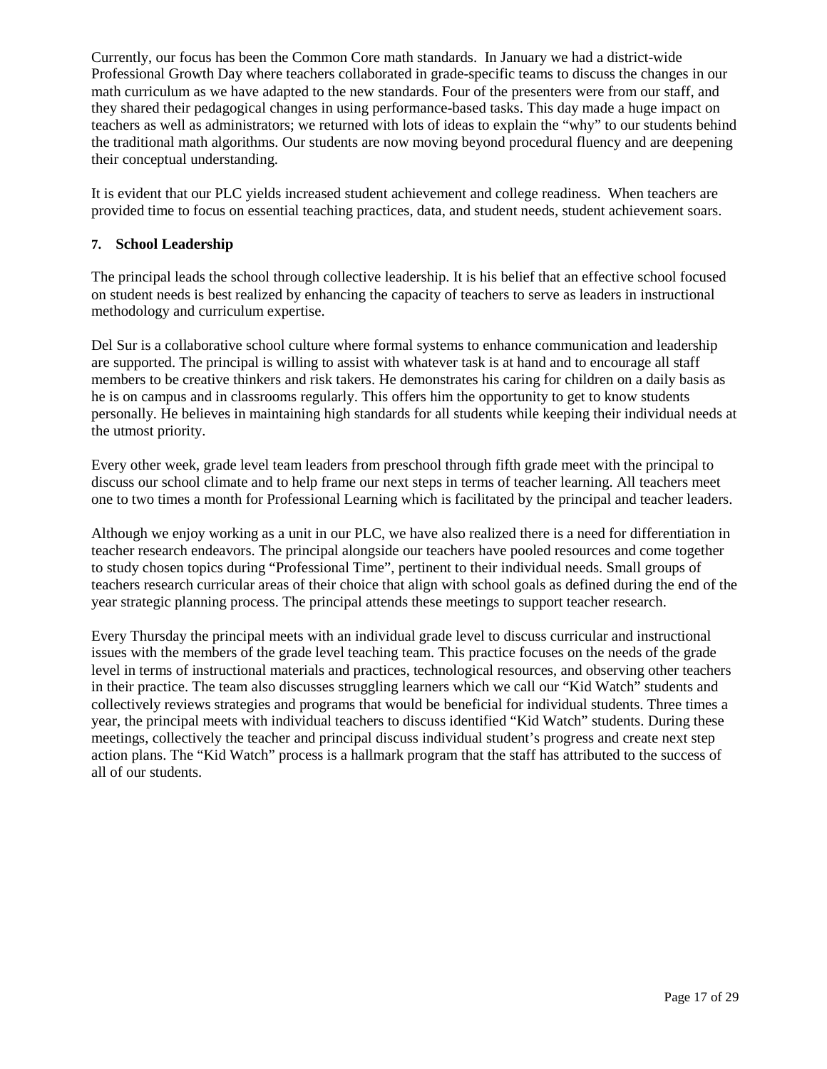Currently, our focus has been the Common Core math standards. In January we had a district-wide Professional Growth Day where teachers collaborated in grade-specific teams to discuss the changes in our math curriculum as we have adapted to the new standards. Four of the presenters were from our staff, and they shared their pedagogical changes in using performance-based tasks. This day made a huge impact on teachers as well as administrators; we returned with lots of ideas to explain the "why" to our students behind the traditional math algorithms. Our students are now moving beyond procedural fluency and are deepening their conceptual understanding.

It is evident that our PLC yields increased student achievement and college readiness. When teachers are provided time to focus on essential teaching practices, data, and student needs, student achievement soars.

### 7. School Leadership

The principal leads the school through collective leadership. It is his belief that an effective school focused on student needs is best realized by enhancing the capacity of teachers to serve as leaders in instructional methodology and curriculum expertise.

Del Sur is a collaborative school culture where formal systems to enhance communication and leadership are supported. The principal is willing to assist with whatever task is at hand and to encourage all staff members to be creative thinkers and risk takers. He demonstrates his caring for children on a daily basis as he is on campus and in classrooms regularly. This offers him the opportunity to get to know students personally. He believes in maintaining high standards for all students while keeping their individual needs at the utmost priority.

Every other week, grade level team leaders from preschool through fifth grade meet with the principal to discuss our school climate and to help frame our next steps in terms of teacher learning. All teachers meet one to two times a month for Professional Learning which is facilitated by the principal and teacher leaders.

Although we enjoy working as a unit in our PLC, we have also realized there is a need for differentiation in teacher research endeavors. The principal alongside our teachers have pooled resources and come together to study chosen topics during "Professional Time", pertinent to their individual needs. Small groups of teachers research curricular areas of their choice that align with school goals as defined during the end of the year strategic planning process. The principal attends these meetings to support teacher research.

Every Thursday the principal meets with an individual grade level to discuss curricular and instructional issues with the members of the grade level teaching team. This practice focuses on the needs of the grade level in terms of instructional materials and practices, technological resources, and observing other teachers in their practice. The team also discusses struggling learners which we call our "Kid Watch" students and collectively reviews strategies and programs that would be beneficial for individual students. Three times a year, the principal meets with individual teachers to discuss identified "Kid Watch" students. During these meetings, collectively the teacher and principal discuss individual student's progress and create next step action plans. The "Kid Watch" process is a hallmark program that the staff has attributed to the success of all of our students.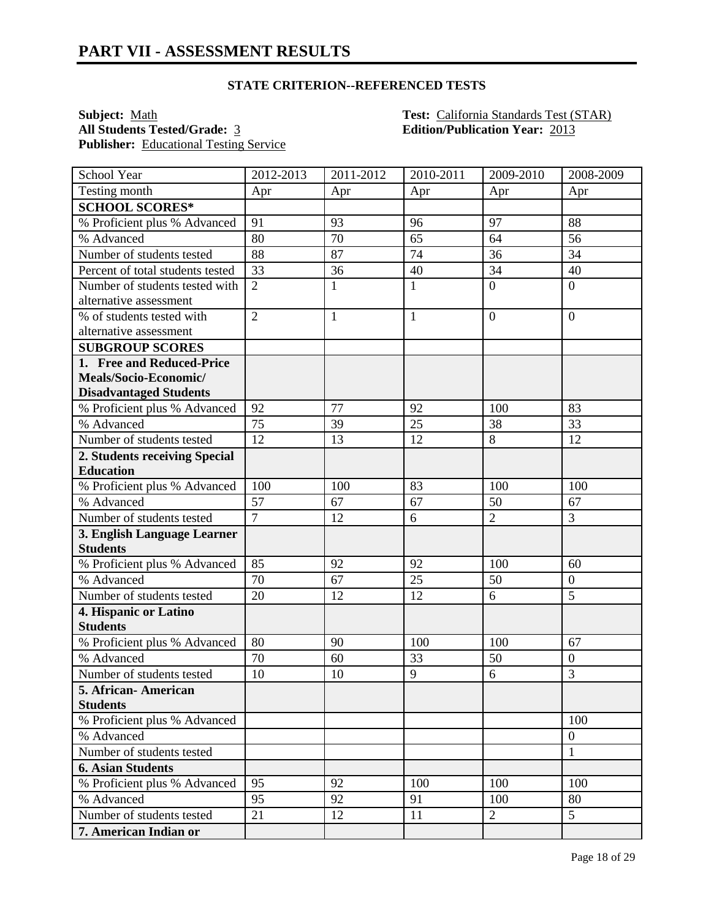# PART VII - ASSESSMENT RESULTS

### STATE CRITERION--REFERENCED TESTS

**Subject:** Math
**All Students Tested/Grade:** 3
**Publisher:** Educational Testing Service
**Test:** California Standards Test (STAR)
**Edition/Publication Year:** 2013

| School Year | 2012-2013 | 2011-2012 | 2010-2011 | 2009-2010 | 2008-2009 |
|---|---|---|---|---|---|
| Testing month | Apr | Apr | Apr | Apr | Apr |
| **SCHOOL SCORES*** | | | | | |
| % Proficient plus % Advanced | 91 | 93 | 96 | 97 | 88 |
| % Advanced | 80 | 70 | 65 | 64 | 56 |
| Number of students tested | 88 | 87 | 74 | 36 | 34 |
| Percent of total students tested | 33 | 36 | 40 | 34 | 40 |
| Number of students tested with alternative assessment | 2 | 1 | 1 | 0 | 0 |
| % of students tested with alternative assessment | 2 | 1 | 1 | 0 | 0 |
| **SUBGROUP SCORES** | | | | | |
| **1. Free and Reduced-Price Meals/Socio-Economic/ Disadvantaged Students** | | | | | |
| % Proficient plus % Advanced | 92 | 77 | 92 | 100 | 83 |
| % Advanced | 75 | 39 | 25 | 38 | 33 |
| Number of students tested | 12 | 13 | 12 | 8 | 12 |
| **2. Students receiving Special Education** | | | | | |
| % Proficient plus % Advanced | 100 | 100 | 83 | 100 | 100 |
| % Advanced | 57 | 67 | 67 | 50 | 67 |
| Number of students tested | 7 | 12 | 6 | 2 | 3 |
| **3. English Language Learner Students** | | | | | |
| % Proficient plus % Advanced | 85 | 92 | 92 | 100 | 60 |
| % Advanced | 70 | 67 | 25 | 50 | 0 |
| Number of students tested | 20 | 12 | 12 | 6 | 5 |
| **4. Hispanic or Latino Students** | | | | | |
| % Proficient plus % Advanced | 80 | 90 | 100 | 100 | 67 |
| % Advanced | 70 | 60 | 33 | 50 | 0 |
| Number of students tested | 10 | 10 | 9 | 6 | 3 |
| **5. African- American Students** | | | | | |
| % Proficient plus % Advanced | | | | | 100 |
| % Advanced | | | | | 0 |
| Number of students tested | | | | | 1 |
| **6. Asian Students** | | | | | |
| % Proficient plus % Advanced | 95 | 92 | 100 | 100 | 100 |
| % Advanced | 95 | 92 | 91 | 100 | 80 |
| Number of students tested | 21 | 12 | 11 | 2 | 5 |
| **7. American Indian or** | | | | | |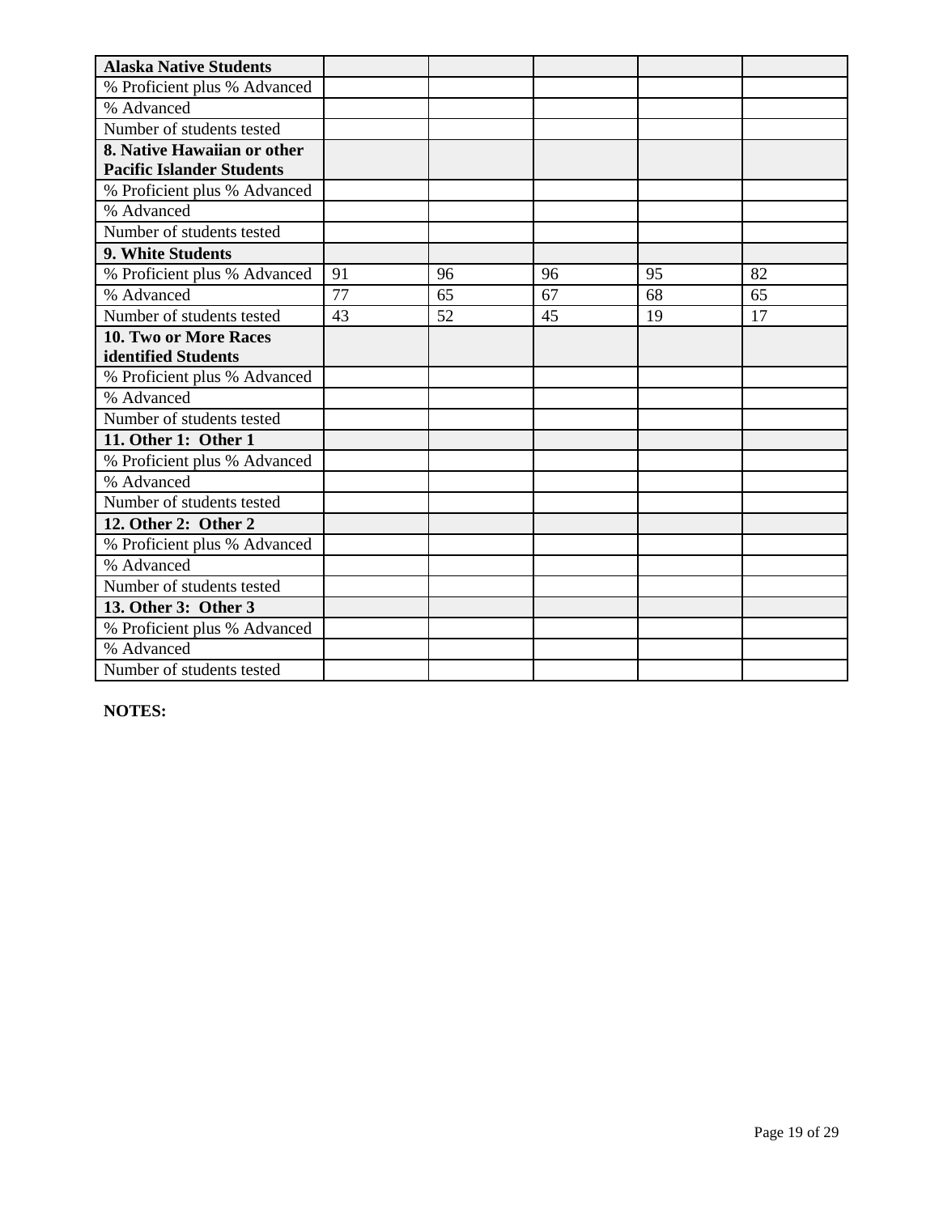| Alaska Native Students | | | | | |
|---|---|---|---|---|---|
| % Proficient plus % Advanced | | | | | |
| % Advanced | | | | | |
| Number of students tested | | | | | |
| **8. Native Hawaiian or other Pacific Islander Students** | | | | | |
| % Proficient plus % Advanced | | | | | |
| % Advanced | | | | | |
| Number of students tested | | | | | |
| **9. White Students** | | | | | |
| % Proficient plus % Advanced | 91 | 96 | 96 | 95 | 82 |
| % Advanced | 77 | 65 | 67 | 68 | 65 |
| Number of students tested | 43 | 52 | 45 | 19 | 17 |
| **10. Two or More Races identified Students** | | | | | |
| % Proficient plus % Advanced | | | | | |
| % Advanced | | | | | |
| Number of students tested | | | | | |
| **11. Other 1: Other 1** | | | | | |
| % Proficient plus % Advanced | | | | | |
| % Advanced | | | | | |
| Number of students tested | | | | | |
| **12. Other 2: Other 2** | | | | | |
| % Proficient plus % Advanced | | | | | |
| % Advanced | | | | | |
| Number of students tested | | | | | |
| **13. Other 3: Other 3** | | | | | |
| % Proficient plus % Advanced | | | | | |
| % Advanced | | | | | |
| Number of students tested | | | | | |

**NOTES:**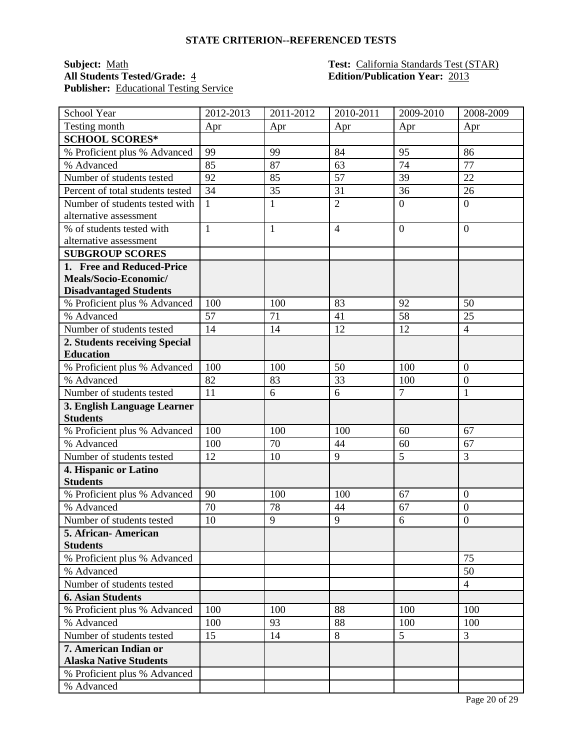## STATE CRITERION--REFERENCED TESTS

**Subject:** Math  
**All Students Tested/Grade:** 4  
**Publisher:** Educational Testing Service

**Test:** California Standards Test (STAR)  
**Edition/Publication Year:** 2013

| School Year | 2012-2013 | 2011-2012 | 2010-2011 | 2009-2010 | 2008-2009 |
|---|---|---|---|---|---|
| Testing month | Apr | Apr | Apr | Apr | Apr |
| **SCHOOL SCORES*** | | | | | |
| % Proficient plus % Advanced | 99 | 99 | 84 | 95 | 86 |
| % Advanced | 85 | 87 | 63 | 74 | 77 |
| Number of students tested | 92 | 85 | 57 | 39 | 22 |
| Percent of total students tested | 34 | 35 | 31 | 36 | 26 |
| Number of students tested with alternative assessment | 1 | 1 | 2 | 0 | 0 |
| % of students tested with alternative assessment | 1 | 1 | 4 | 0 | 0 |
| **SUBGROUP SCORES** | | | | | |
| **1. Free and Reduced-Price Meals/Socio-Economic/ Disadvantaged Students** | | | | | |
| % Proficient plus % Advanced | 100 | 100 | 83 | 92 | 50 |
| % Advanced | 57 | 71 | 41 | 58 | 25 |
| Number of students tested | 14 | 14 | 12 | 12 | 4 |
| **2. Students receiving Special Education** | | | | | |
| % Proficient plus % Advanced | 100 | 100 | 50 | 100 | 0 |
| % Advanced | 82 | 83 | 33 | 100 | 0 |
| Number of students tested | 11 | 6 | 6 | 7 | 1 |
| **3. English Language Learner Students** | | | | | |
| % Proficient plus % Advanced | 100 | 100 | 100 | 60 | 67 |
| % Advanced | 100 | 70 | 44 | 60 | 67 |
| Number of students tested | 12 | 10 | 9 | 5 | 3 |
| **4. Hispanic or Latino Students** | | | | | |
| % Proficient plus % Advanced | 90 | 100 | 100 | 67 | 0 |
| % Advanced | 70 | 78 | 44 | 67 | 0 |
| Number of students tested | 10 | 9 | 9 | 6 | 0 |
| **5. African- American Students** | | | | | |
| % Proficient plus % Advanced | | | | | 75 |
| % Advanced | | | | | 50 |
| Number of students tested | | | | | 4 |
| **6. Asian Students** | | | | | |
| % Proficient plus % Advanced | 100 | 100 | 88 | 100 | 100 |
| % Advanced | 100 | 93 | 88 | 100 | 100 |
| Number of students tested | 15 | 14 | 8 | 5 | 3 |
| **7. American Indian or Alaska Native Students** | | | | | |
| % Proficient plus % Advanced | | | | | |
| % Advanced | | | | | |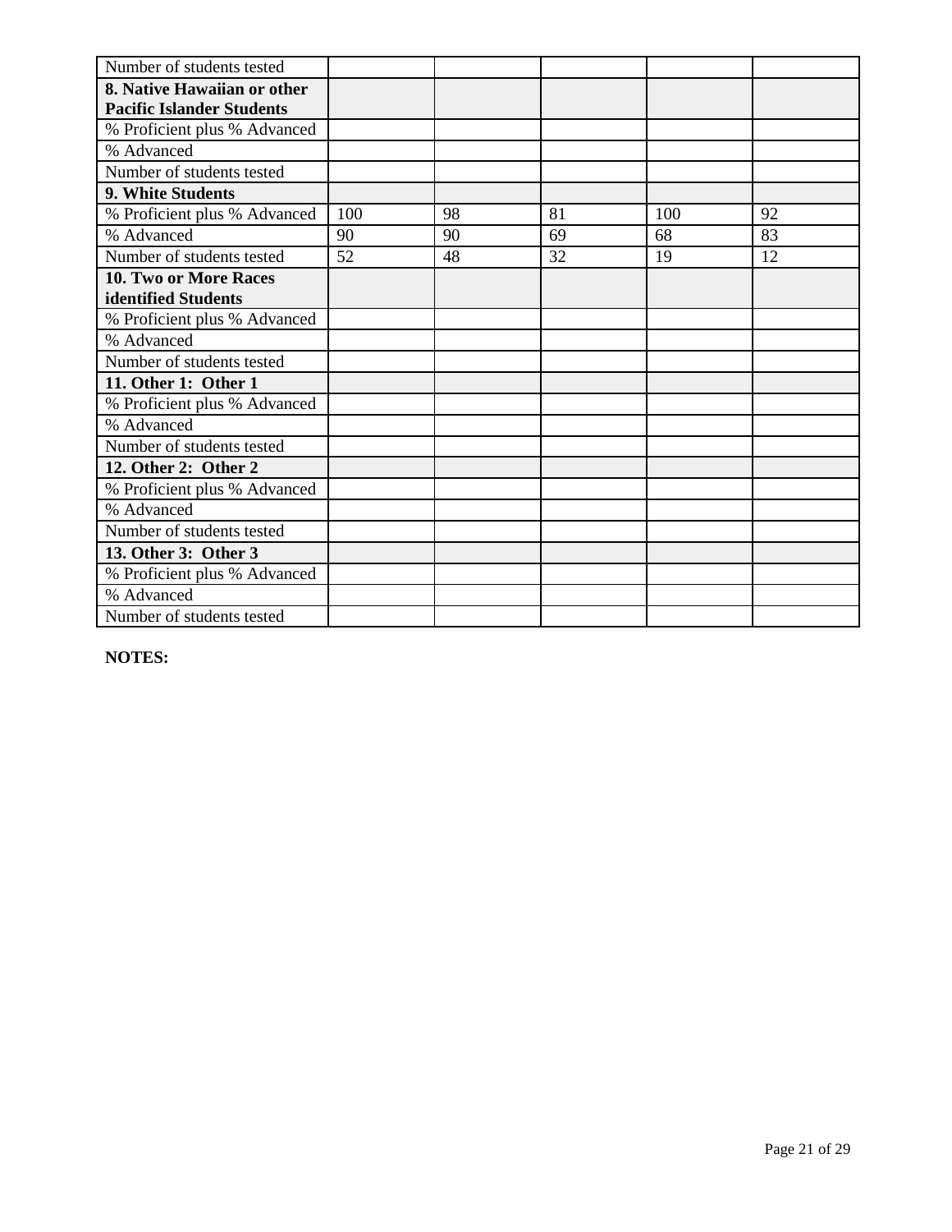| | | | | | |
|---|---|---|---|---|---|
| Number of students tested | | | | | |
| **8. Native Hawaiian or other Pacific Islander Students** | | | | | |
| % Proficient plus % Advanced | | | | | |
| % Advanced | | | | | |
| Number of students tested | | | | | |
| **9. White Students** | | | | | |
| % Proficient plus % Advanced | 100 | 98 | 81 | 100 | 92 |
| % Advanced | 90 | 90 | 69 | 68 | 83 |
| Number of students tested | 52 | 48 | 32 | 19 | 12 |
| **10. Two or More Races identified Students** | | | | | |
| % Proficient plus % Advanced | | | | | |
| % Advanced | | | | | |
| Number of students tested | | | | | |
| **11. Other 1: Other 1** | | | | | |
| % Proficient plus % Advanced | | | | | |
| % Advanced | | | | | |
| Number of students tested | | | | | |
| **12. Other 2: Other 2** | | | | | |
| % Proficient plus % Advanced | | | | | |
| % Advanced | | | | | |
| Number of students tested | | | | | |
| **13. Other 3: Other 3** | | | | | |
| % Proficient plus % Advanced | | | | | |
| % Advanced | | | | | |
| Number of students tested | | | | | |

**NOTES:**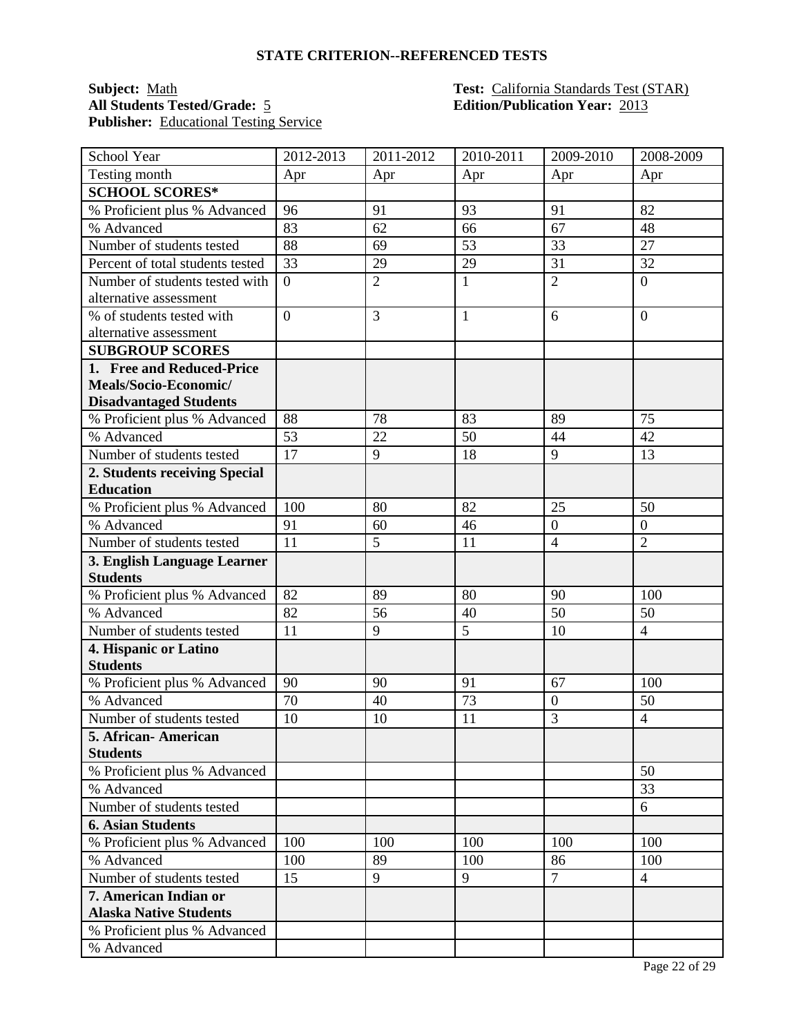## STATE CRITERION--REFERENCED TESTS

**Subject:** Math
**All Students Tested/Grade:** 5
**Publisher:** Educational Testing Service

**Test:** California Standards Test (STAR)
**Edition/Publication Year:** 2013

| School Year | 2012-2013 | 2011-2012 | 2010-2011 | 2009-2010 | 2008-2009 |
|---|---|---|---|---|---|
| Testing month | Apr | Apr | Apr | Apr | Apr |
| **SCHOOL SCORES*** | | | | | |
| % Proficient plus % Advanced | 96 | 91 | 93 | 91 | 82 |
| % Advanced | 83 | 62 | 66 | 67 | 48 |
| Number of students tested | 88 | 69 | 53 | 33 | 27 |
| Percent of total students tested | 33 | 29 | 29 | 31 | 32 |
| Number of students tested with alternative assessment | 0 | 2 | 1 | 2 | 0 |
| % of students tested with alternative assessment | 0 | 3 | 1 | 6 | 0 |
| **SUBGROUP SCORES** | | | | | |
| **1. Free and Reduced-Price Meals/Socio-Economic/ Disadvantaged Students** | | | | | |
| % Proficient plus % Advanced | 88 | 78 | 83 | 89 | 75 |
| % Advanced | 53 | 22 | 50 | 44 | 42 |
| Number of students tested | 17 | 9 | 18 | 9 | 13 |
| **2. Students receiving Special Education** | | | | | |
| % Proficient plus % Advanced | 100 | 80 | 82 | 25 | 50 |
| % Advanced | 91 | 60 | 46 | 0 | 0 |
| Number of students tested | 11 | 5 | 11 | 4 | 2 |
| **3. English Language Learner Students** | | | | | |
| % Proficient plus % Advanced | 82 | 89 | 80 | 90 | 100 |
| % Advanced | 82 | 56 | 40 | 50 | 50 |
| Number of students tested | 11 | 9 | 5 | 10 | 4 |
| **4. Hispanic or Latino Students** | | | | | |
| % Proficient plus % Advanced | 90 | 90 | 91 | 67 | 100 |
| % Advanced | 70 | 40 | 73 | 0 | 50 |
| Number of students tested | 10 | 10 | 11 | 3 | 4 |
| **5. African- American Students** | | | | | |
| % Proficient plus % Advanced | | | | | 50 |
| % Advanced | | | | | 33 |
| Number of students tested | | | | | 6 |
| **6. Asian Students** | | | | | |
| % Proficient plus % Advanced | 100 | 100 | 100 | 100 | 100 |
| % Advanced | 100 | 89 | 100 | 86 | 100 |
| Number of students tested | 15 | 9 | 9 | 7 | 4 |
| **7. American Indian or Alaska Native Students** | | | | | |
| % Proficient plus % Advanced | | | | | |
| % Advanced | | | | | |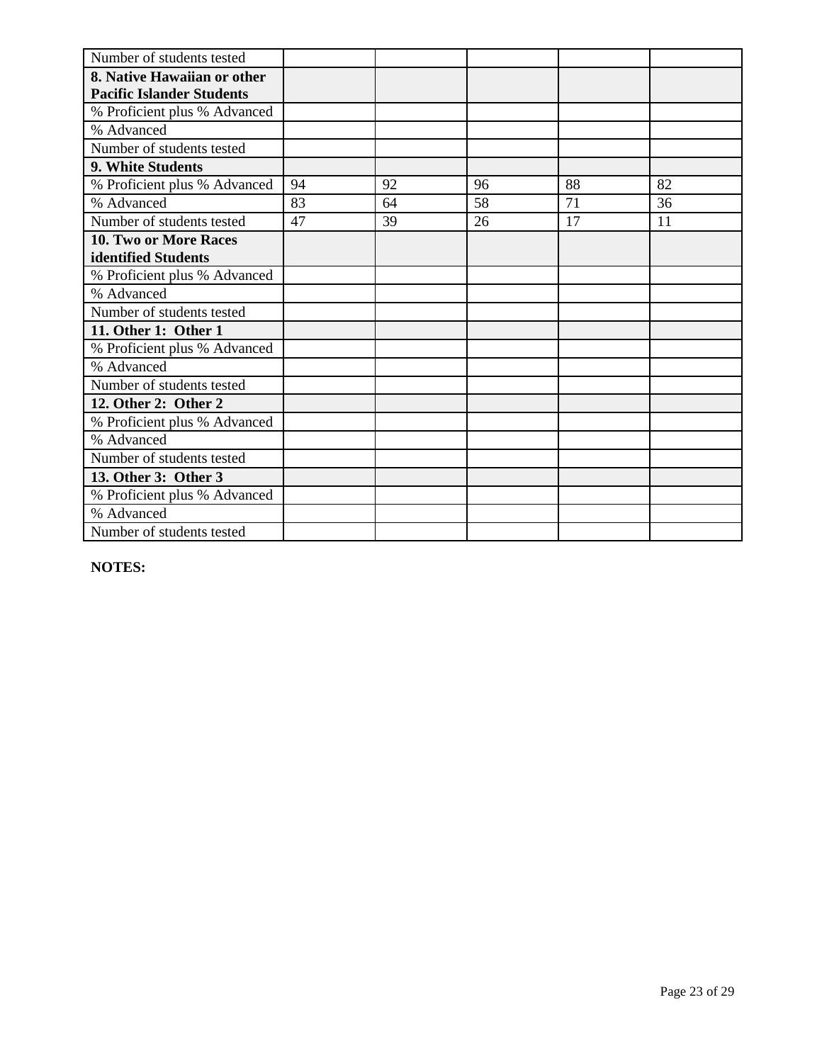| Number of students tested | | | | | |
|---|---|---|---|---|---|
| **8. Native Hawaiian or other Pacific Islander Students** | | | | | |
| % Proficient plus % Advanced | | | | | |
| % Advanced | | | | | |
| Number of students tested | | | | | |
| **9. White Students** | | | | | |
| % Proficient plus % Advanced | 94 | 92 | 96 | 88 | 82 |
| % Advanced | 83 | 64 | 58 | 71 | 36 |
| Number of students tested | 47 | 39 | 26 | 17 | 11 |
| **10. Two or More Races identified Students** | | | | | |
| % Proficient plus % Advanced | | | | | |
| % Advanced | | | | | |
| Number of students tested | | | | | |
| **11. Other 1: Other 1** | | | | | |
| % Proficient plus % Advanced | | | | | |
| % Advanced | | | | | |
| Number of students tested | | | | | |
| **12. Other 2: Other 2** | | | | | |
| % Proficient plus % Advanced | | | | | |
| % Advanced | | | | | |
| Number of students tested | | | | | |
| **13. Other 3: Other 3** | | | | | |
| % Proficient plus % Advanced | | | | | |
| % Advanced | | | | | |
| Number of students tested | | | | | |

**NOTES:**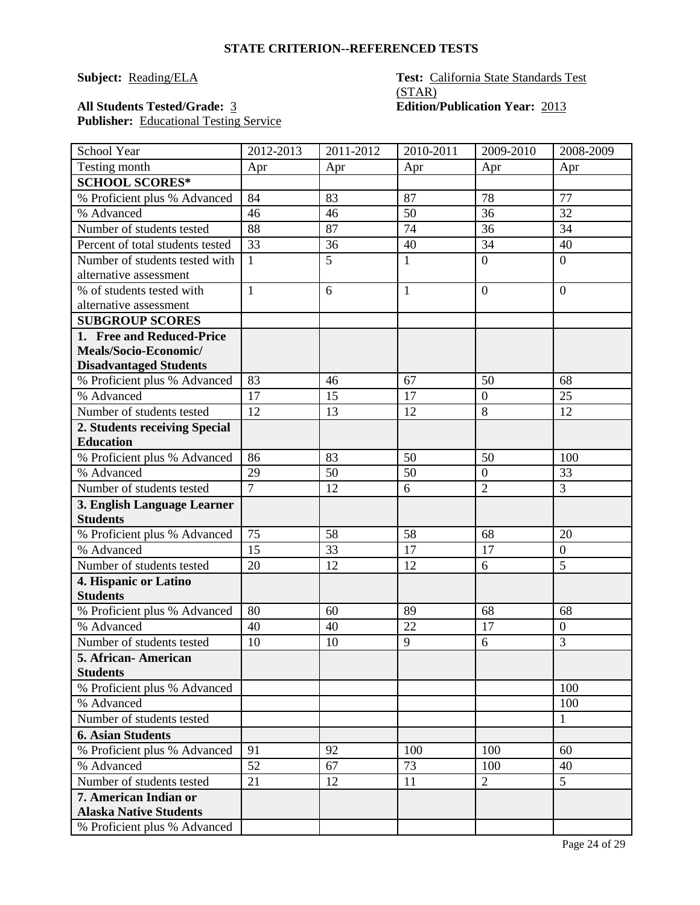## STATE CRITERION--REFERENCED TESTS

**Subject:** Reading/ELA

**Test:** California State Standards Test (STAR)

**All Students Tested/Grade:** 3

**Edition/Publication Year:** 2013

**Publisher:** Educational Testing Service

| School Year | 2012-2013 | 2011-2012 | 2010-2011 | 2009-2010 | 2008-2009 |
|---|---|---|---|---|---|
| Testing month | Apr | Apr | Apr | Apr | Apr |
| **SCHOOL SCORES*** | | | | | |
| % Proficient plus % Advanced | 84 | 83 | 87 | 78 | 77 |
| % Advanced | 46 | 46 | 50 | 36 | 32 |
| Number of students tested | 88 | 87 | 74 | 36 | 34 |
| Percent of total students tested | 33 | 36 | 40 | 34 | 40 |
| Number of students tested with alternative assessment | 1 | 5 | 1 | 0 | 0 |
| % of students tested with alternative assessment | 1 | 6 | 1 | 0 | 0 |
| **SUBGROUP SCORES** | | | | | |
| **1. Free and Reduced-Price Meals/Socio-Economic/ Disadvantaged Students** | | | | | |
| % Proficient plus % Advanced | 83 | 46 | 67 | 50 | 68 |
| % Advanced | 17 | 15 | 17 | 0 | 25 |
| Number of students tested | 12 | 13 | 12 | 8 | 12 |
| **2. Students receiving Special Education** | | | | | |
| % Proficient plus % Advanced | 86 | 83 | 50 | 50 | 100 |
| % Advanced | 29 | 50 | 50 | 0 | 33 |
| Number of students tested | 7 | 12 | 6 | 2 | 3 |
| **3. English Language Learner Students** | | | | | |
| % Proficient plus % Advanced | 75 | 58 | 58 | 68 | 20 |
| % Advanced | 15 | 33 | 17 | 17 | 0 |
| Number of students tested | 20 | 12 | 12 | 6 | 5 |
| **4. Hispanic or Latino Students** | | | | | |
| % Proficient plus % Advanced | 80 | 60 | 89 | 68 | 68 |
| % Advanced | 40 | 40 | 22 | 17 | 0 |
| Number of students tested | 10 | 10 | 9 | 6 | 3 |
| **5. African- American Students** | | | | | |
| % Proficient plus % Advanced | | | | | 100 |
| % Advanced | | | | | 100 |
| Number of students tested | | | | | 1 |
| **6. Asian Students** | | | | | |
| % Proficient plus % Advanced | 91 | 92 | 100 | 100 | 60 |
| % Advanced | 52 | 67 | 73 | 100 | 40 |
| Number of students tested | 21 | 12 | 11 | 2 | 5 |
| **7. American Indian or Alaska Native Students** | | | | | |
| % Proficient plus % Advanced | | | | | |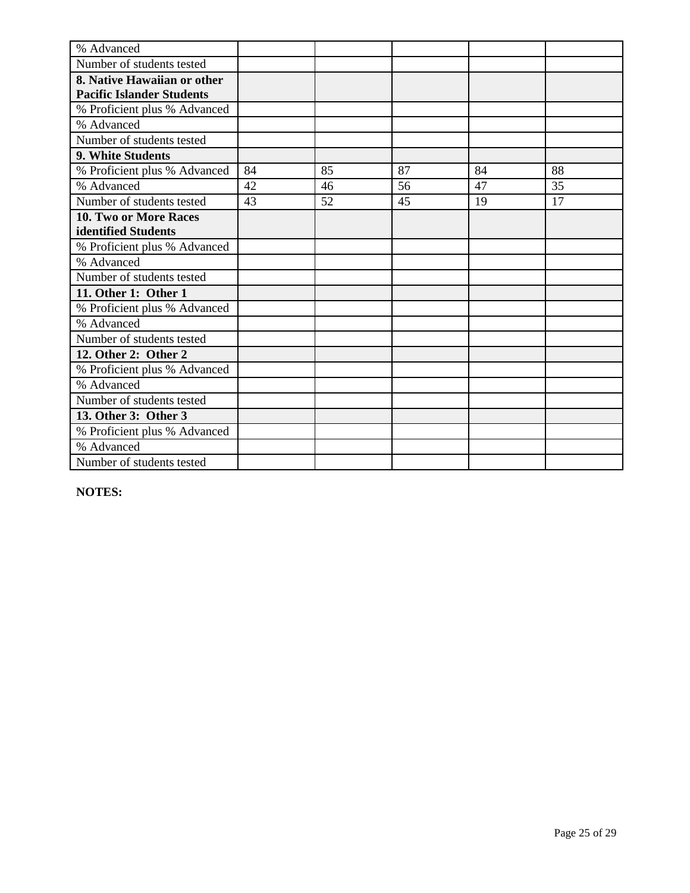| | | | | | |
|---|---|---|---|---|---|
| % Advanced | | | | | |
| Number of students tested | | | | | |
| **8. Native Hawaiian or other Pacific Islander Students** | | | | | |
| % Proficient plus % Advanced | | | | | |
| % Advanced | | | | | |
| Number of students tested | | | | | |
| **9. White Students** | | | | | |
| % Proficient plus % Advanced | 84 | 85 | 87 | 84 | 88 |
| % Advanced | 42 | 46 | 56 | 47 | 35 |
| Number of students tested | 43 | 52 | 45 | 19 | 17 |
| **10. Two or More Races identified Students** | | | | | |
| % Proficient plus % Advanced | | | | | |
| % Advanced | | | | | |
| Number of students tested | | | | | |
| **11. Other 1: Other 1** | | | | | |
| % Proficient plus % Advanced | | | | | |
| % Advanced | | | | | |
| Number of students tested | | | | | |
| **12. Other 2: Other 2** | | | | | |
| % Proficient plus % Advanced | | | | | |
| % Advanced | | | | | |
| Number of students tested | | | | | |
| **13. Other 3: Other 3** | | | | | |
| % Proficient plus % Advanced | | | | | |
| % Advanced | | | | | |
| Number of students tested | | | | | |

**NOTES:**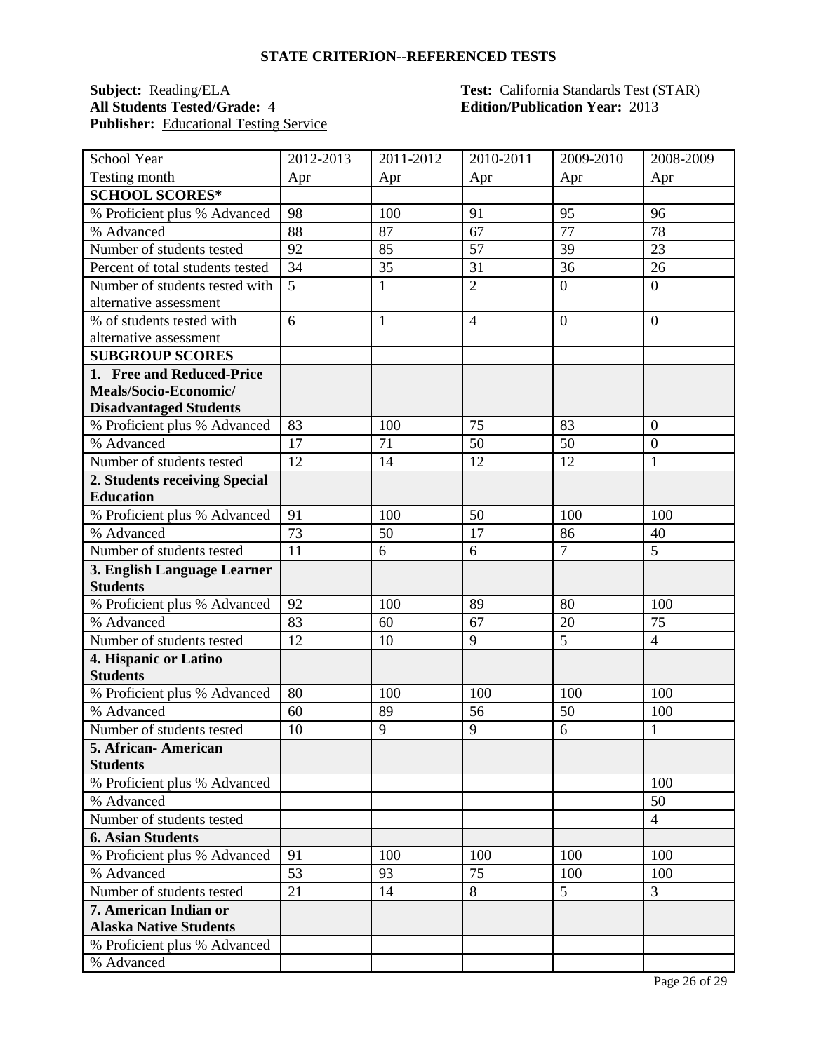# STATE CRITERION--REFERENCED TESTS

**Subject:** Reading/ELA
**All Students Tested/Grade:** 4
**Publisher:** Educational Testing Service

**Test:** California Standards Test (STAR)
**Edition/Publication Year:** 2013

| School Year | 2012-2013 | 2011-2012 | 2010-2011 | 2009-2010 | 2008-2009 |
|---|---|---|---|---|---|
| Testing month | Apr | Apr | Apr | Apr | Apr |
| **SCHOOL SCORES*** | | | | | |
| % Proficient plus % Advanced | 98 | 100 | 91 | 95 | 96 |
| % Advanced | 88 | 87 | 67 | 77 | 78 |
| Number of students tested | 92 | 85 | 57 | 39 | 23 |
| Percent of total students tested | 34 | 35 | 31 | 36 | 26 |
| Number of students tested with alternative assessment | 5 | 1 | 2 | 0 | 0 |
| % of students tested with alternative assessment | 6 | 1 | 4 | 0 | 0 |
| **SUBGROUP SCORES** | | | | | |
| **1. Free and Reduced-Price Meals/Socio-Economic/ Disadvantaged Students** | | | | | |
| % Proficient plus % Advanced | 83 | 100 | 75 | 83 | 0 |
| % Advanced | 17 | 71 | 50 | 50 | 0 |
| Number of students tested | 12 | 14 | 12 | 12 | 1 |
| **2. Students receiving Special Education** | | | | | |
| % Proficient plus % Advanced | 91 | 100 | 50 | 100 | 100 |
| % Advanced | 73 | 50 | 17 | 86 | 40 |
| Number of students tested | 11 | 6 | 6 | 7 | 5 |
| **3. English Language Learner Students** | | | | | |
| % Proficient plus % Advanced | 92 | 100 | 89 | 80 | 100 |
| % Advanced | 83 | 60 | 67 | 20 | 75 |
| Number of students tested | 12 | 10 | 9 | 5 | 4 |
| **4. Hispanic or Latino Students** | | | | | |
| % Proficient plus % Advanced | 80 | 100 | 100 | 100 | 100 |
| % Advanced | 60 | 89 | 56 | 50 | 100 |
| Number of students tested | 10 | 9 | 9 | 6 | 1 |
| **5. African- American Students** | | | | | |
| % Proficient plus % Advanced | | | | | 100 |
| % Advanced | | | | | 50 |
| Number of students tested | | | | | 4 |
| **6. Asian Students** | | | | | |
| % Proficient plus % Advanced | 91 | 100 | 100 | 100 | 100 |
| % Advanced | 53 | 93 | 75 | 100 | 100 |
| Number of students tested | 21 | 14 | 8 | 5 | 3 |
| **7. American Indian or Alaska Native Students** | | | | | |
| % Proficient plus % Advanced | | | | | |
| % Advanced | | | | | |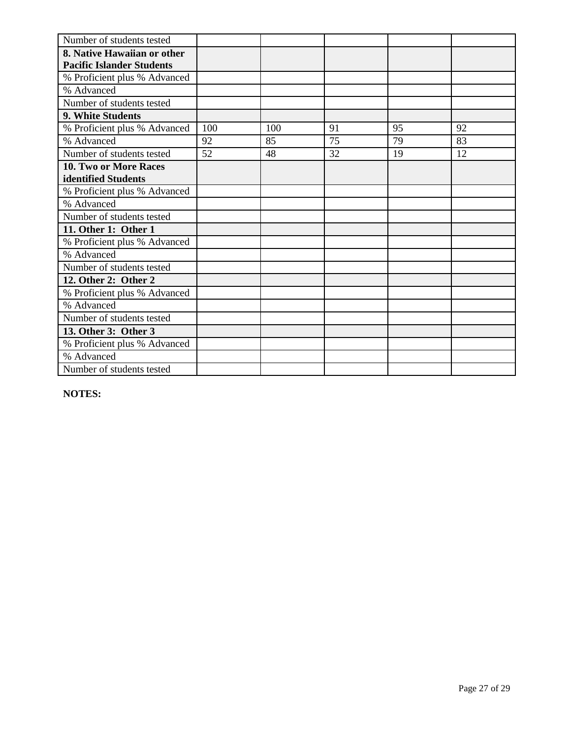| Number of students tested | | | | | |
|---|---|---|---|---|---|
| **8. Native Hawaiian or other Pacific Islander Students** | | | | | |
| % Proficient plus % Advanced | | | | | |
| % Advanced | | | | | |
| Number of students tested | | | | | |
| **9. White Students** | | | | | |
| % Proficient plus % Advanced | 100 | 100 | 91 | 95 | 92 |
| % Advanced | 92 | 85 | 75 | 79 | 83 |
| Number of students tested | 52 | 48 | 32 | 19 | 12 |
| **10. Two or More Races identified Students** | | | | | |
| % Proficient plus % Advanced | | | | | |
| % Advanced | | | | | |
| Number of students tested | | | | | |
| **11. Other 1: Other 1** | | | | | |
| % Proficient plus % Advanced | | | | | |
| % Advanced | | | | | |
| Number of students tested | | | | | |
| **12. Other 2: Other 2** | | | | | |
| % Proficient plus % Advanced | | | | | |
| % Advanced | | | | | |
| Number of students tested | | | | | |
| **13. Other 3: Other 3** | | | | | |
| % Proficient plus % Advanced | | | | | |
| % Advanced | | | | | |
| Number of students tested | | | | | |

**NOTES:**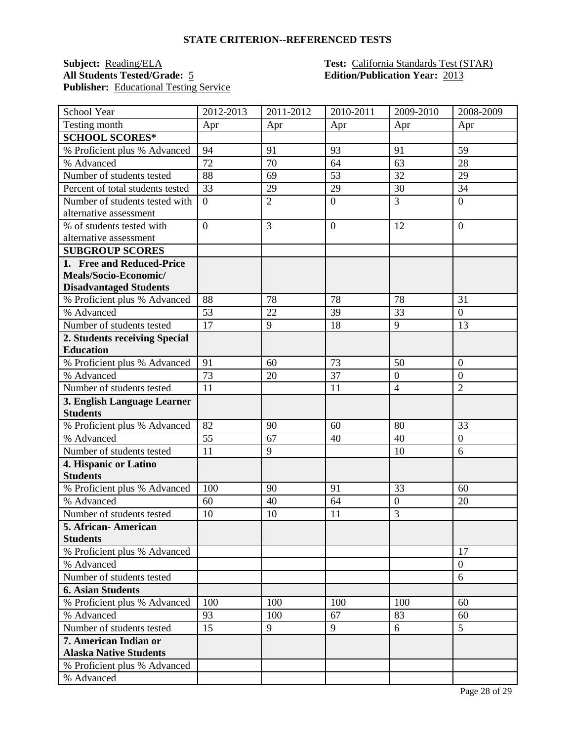**STATE CRITERION--REFERENCED TESTS**

**Subject:** Reading/ELA
**All Students Tested/Grade:** 5
**Publisher:** Educational Testing Service

**Test:** California Standards Test (STAR)
**Edition/Publication Year:** 2013

| School Year | 2012-2013 | 2011-2012 | 2010-2011 | 2009-2010 | 2008-2009 |
|---|---|---|---|---|---|
| Testing month | Apr | Apr | Apr | Apr | Apr |
| **SCHOOL SCORES*** | | | | | |
| % Proficient plus % Advanced | 94 | 91 | 93 | 91 | 59 |
| % Advanced | 72 | 70 | 64 | 63 | 28 |
| Number of students tested | 88 | 69 | 53 | 32 | 29 |
| Percent of total students tested | 33 | 29 | 29 | 30 | 34 |
| Number of students tested with alternative assessment | 0 | 2 | 0 | 3 | 0 |
| % of students tested with alternative assessment | 0 | 3 | 0 | 12 | 0 |
| **SUBGROUP SCORES** | | | | | |
| **1. Free and Reduced-Price Meals/Socio-Economic/ Disadvantaged Students** | | | | | |
| % Proficient plus % Advanced | 88 | 78 | 78 | 78 | 31 |
| % Advanced | 53 | 22 | 39 | 33 | 0 |
| Number of students tested | 17 | 9 | 18 | 9 | 13 |
| **2. Students receiving Special Education** | | | | | |
| % Proficient plus % Advanced | 91 | 60 | 73 | 50 | 0 |
| % Advanced | 73 | 20 | 37 | 0 | 0 |
| Number of students tested | 11 | | 11 | 4 | 2 |
| **3. English Language Learner Students** | | | | | |
| % Proficient plus % Advanced | 82 | 90 | 60 | 80 | 33 |
| % Advanced | 55 | 67 | 40 | 40 | 0 |
| Number of students tested | 11 | 9 | | 10 | 6 |
| **4. Hispanic or Latino Students** | | | | | |
| % Proficient plus % Advanced | 100 | 90 | 91 | 33 | 60 |
| % Advanced | 60 | 40 | 64 | 0 | 20 |
| Number of students tested | 10 | 10 | 11 | 3 | |
| **5. African- American Students** | | | | | |
| % Proficient plus % Advanced | | | | | 17 |
| % Advanced | | | | | 0 |
| Number of students tested | | | | | 6 |
| **6. Asian Students** | | | | | |
| % Proficient plus % Advanced | 100 | 100 | 100 | 100 | 60 |
| % Advanced | 93 | 100 | 67 | 83 | 60 |
| Number of students tested | 15 | 9 | 9 | 6 | 5 |
| **7. American Indian or Alaska Native Students** | | | | | |
| % Proficient plus % Advanced | | | | | |
| % Advanced | | | | | |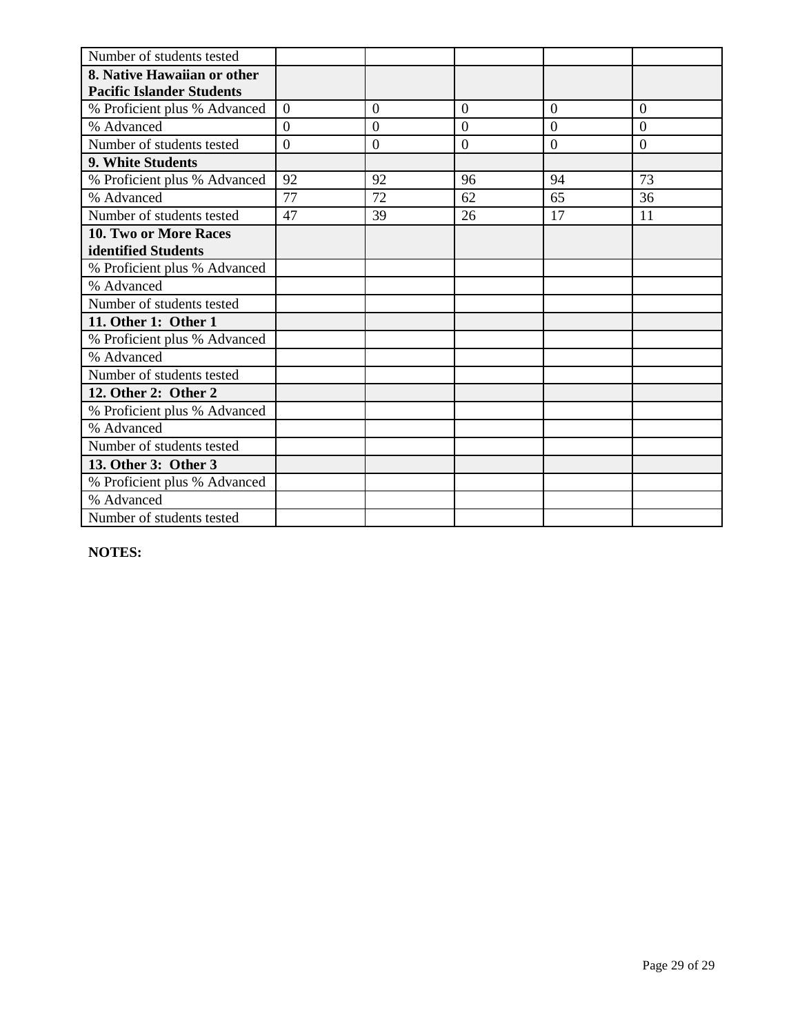| | | | | | |
|---|---|---|---|---|---|
| Number of students tested | | | | | |
| **8. Native Hawaiian or other Pacific Islander Students** | | | | | |
| % Proficient plus % Advanced | 0 | 0 | 0 | 0 | 0 |
| % Advanced | 0 | 0 | 0 | 0 | 0 |
| Number of students tested | 0 | 0 | 0 | 0 | 0 |
| **9. White Students** | | | | | |
| % Proficient plus % Advanced | 92 | 92 | 96 | 94 | 73 |
| % Advanced | 77 | 72 | 62 | 65 | 36 |
| Number of students tested | 47 | 39 | 26 | 17 | 11 |
| **10. Two or More Races identified Students** | | | | | |
| % Proficient plus % Advanced | | | | | |
| % Advanced | | | | | |
| Number of students tested | | | | | |
| **11. Other 1: Other 1** | | | | | |
| % Proficient plus % Advanced | | | | | |
| % Advanced | | | | | |
| Number of students tested | | | | | |
| **12. Other 2: Other 2** | | | | | |
| % Proficient plus % Advanced | | | | | |
| % Advanced | | | | | |
| Number of students tested | | | | | |
| **13. Other 3: Other 3** | | | | | |
| % Proficient plus % Advanced | | | | | |
| % Advanced | | | | | |
| Number of students tested | | | | | |

**NOTES:**